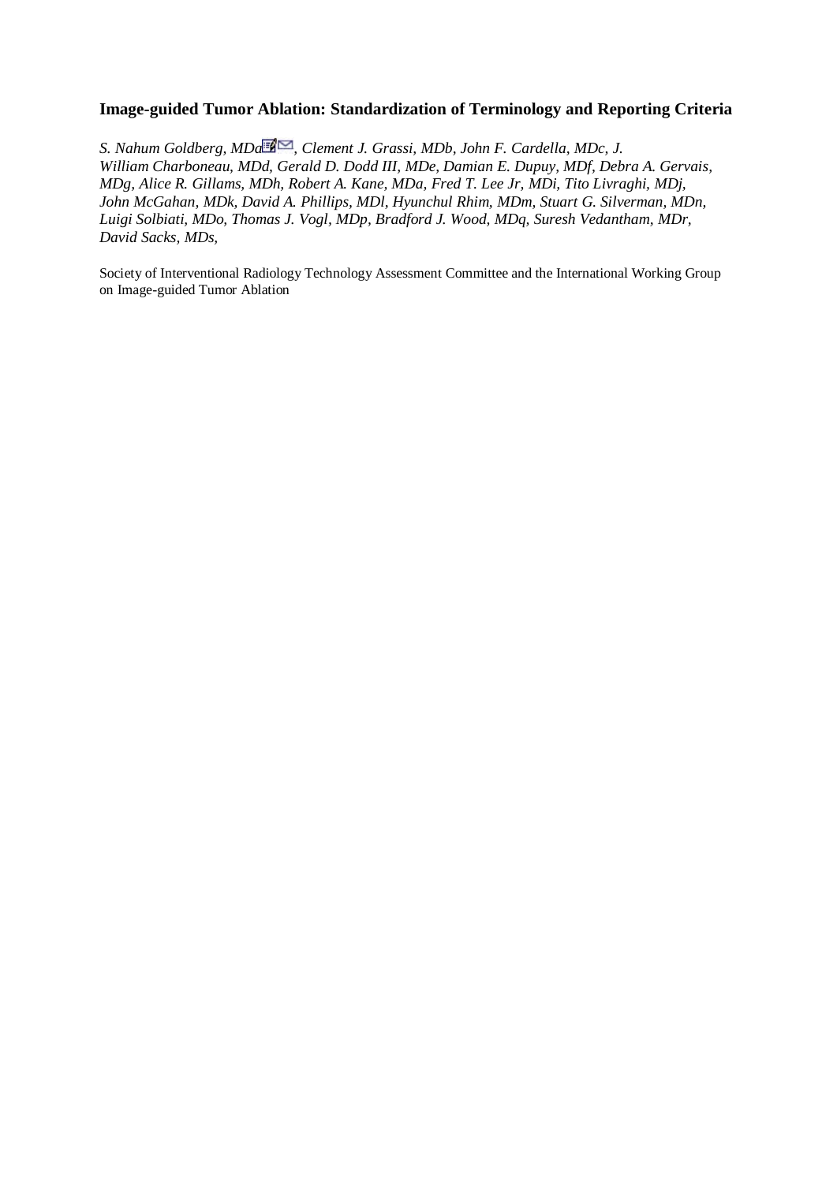# Image-guided Tumor Ablation: Standardization of Terminology and Reporting Criteria

*S. Nahum Goldberg, MD[a], Clement J. Grassi, MD[b], John F. Cardella, MD[c], J. William Charboneau, MD[d], Gerald D. Dodd III, MD[e], Damian E. Dupuy, MD[f], Debra A. Gervais, MD[g], Alice R. Gillams, MD[h], Robert A. Kane, MD[a], Fred T. Lee Jr, MD[i], Tito Livraghi, MD[j], John McGahan, MD[k], David A. Phillips, MD[l], Hyunchul Rhim, MD[m], Stuart G. Silverman, MD[n], Luigi Solbiati, MD[o], Thomas J. Vogl, MD[p], Bradford J. Wood, MD[q], Suresh Vedantham, MD[r], David Sacks, MD[s],*

Society of Interventional Radiology Technology Assessment Committee and the International Working Group on Image-guided Tumor Ablation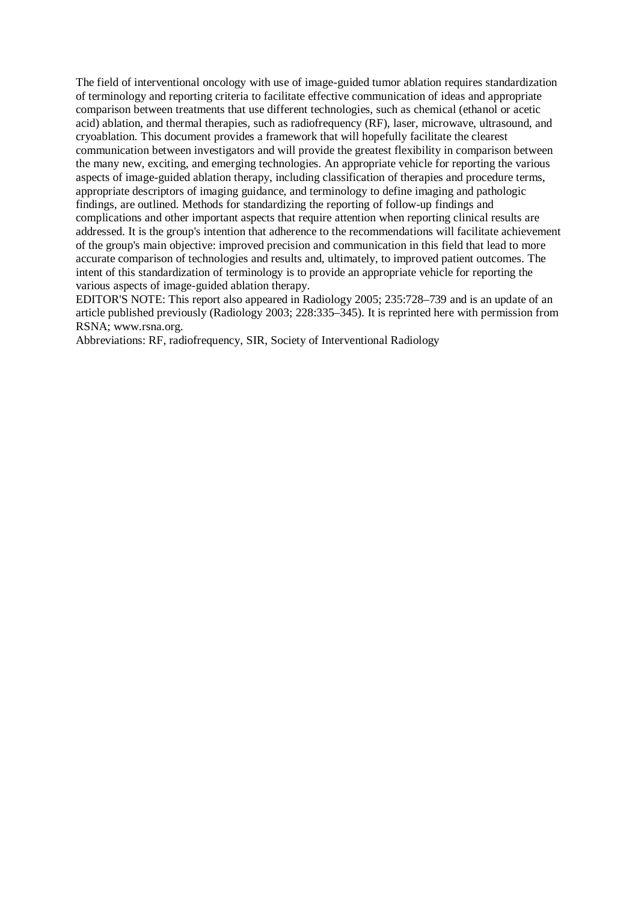The field of interventional oncology with use of image-guided tumor ablation requires standardization of terminology and reporting criteria to facilitate effective communication of ideas and appropriate comparison between treatments that use different technologies, such as chemical (ethanol or acetic acid) ablation, and thermal therapies, such as radiofrequency (RF), laser, microwave, ultrasound, and cryoablation. This document provides a framework that will hopefully facilitate the clearest communication between investigators and will provide the greatest flexibility in comparison between the many new, exciting, and emerging technologies. An appropriate vehicle for reporting the various aspects of image-guided ablation therapy, including classification of therapies and procedure terms, appropriate descriptors of imaging guidance, and terminology to define imaging and pathologic findings, are outlined. Methods for standardizing the reporting of follow-up findings and complications and other important aspects that require attention when reporting clinical results are addressed. It is the group's intention that adherence to the recommendations will facilitate achievement of the group's main objective: improved precision and communication in this field that lead to more accurate comparison of technologies and results and, ultimately, to improved patient outcomes. The intent of this standardization of terminology is to provide an appropriate vehicle for reporting the various aspects of image-guided ablation therapy.

EDITOR'S NOTE: This report also appeared in Radiology 2005; 235:728–739 and is an update of an article published previously (Radiology 2003; 228:335–345). It is reprinted here with permission from RSNA; www.rsna.org.

Abbreviations: RF, radiofrequency, SIR, Society of Interventional Radiology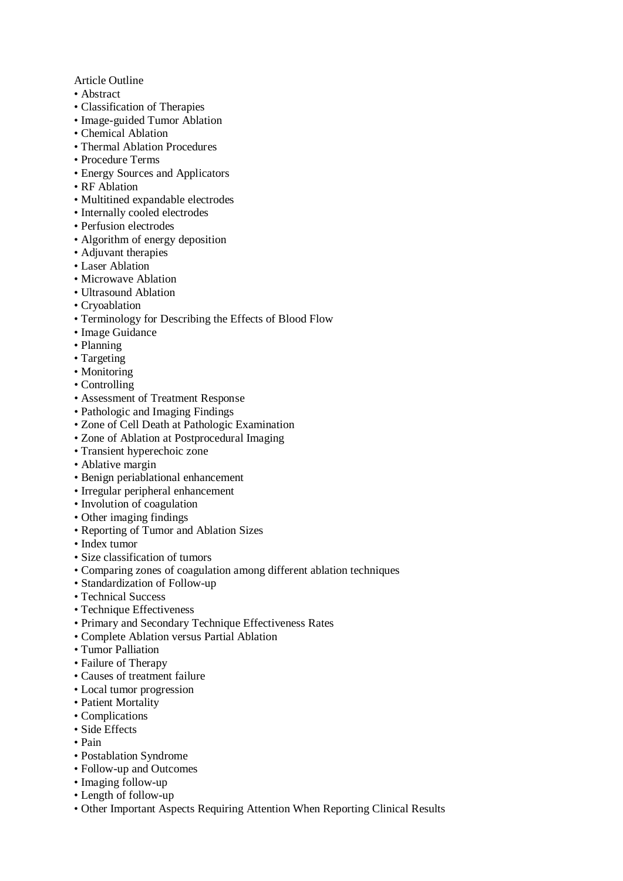Article Outline

- Abstract
- Classification of Therapies
- Image-guided Tumor Ablation
- Chemical Ablation
- Thermal Ablation Procedures
- Procedure Terms
- Energy Sources and Applicators
- RF Ablation
- Multitined expandable electrodes
- Internally cooled electrodes
- Perfusion electrodes
- Algorithm of energy deposition
- Adjuvant therapies
- Laser Ablation
- Microwave Ablation
- Ultrasound Ablation
- Cryoablation
- Terminology for Describing the Effects of Blood Flow
- Image Guidance
- Planning
- Targeting
- Monitoring
- Controlling
- Assessment of Treatment Response
- Pathologic and Imaging Findings
- Zone of Cell Death at Pathologic Examination
- Zone of Ablation at Postprocedural Imaging
- Transient hyperechoic zone
- Ablative margin
- Benign periablational enhancement
- Irregular peripheral enhancement
- Involution of coagulation
- Other imaging findings
- Reporting of Tumor and Ablation Sizes
- Index tumor
- Size classification of tumors
- Comparing zones of coagulation among different ablation techniques
- Standardization of Follow-up
- Technical Success
- Technique Effectiveness
- Primary and Secondary Technique Effectiveness Rates
- Complete Ablation versus Partial Ablation
- Tumor Palliation
- Failure of Therapy
- Causes of treatment failure
- Local tumor progression
- Patient Mortality
- Complications
- Side Effects
- Pain
- Postablation Syndrome
- Follow-up and Outcomes
- Imaging follow-up
- Length of follow-up
- Other Important Aspects Requiring Attention When Reporting Clinical Results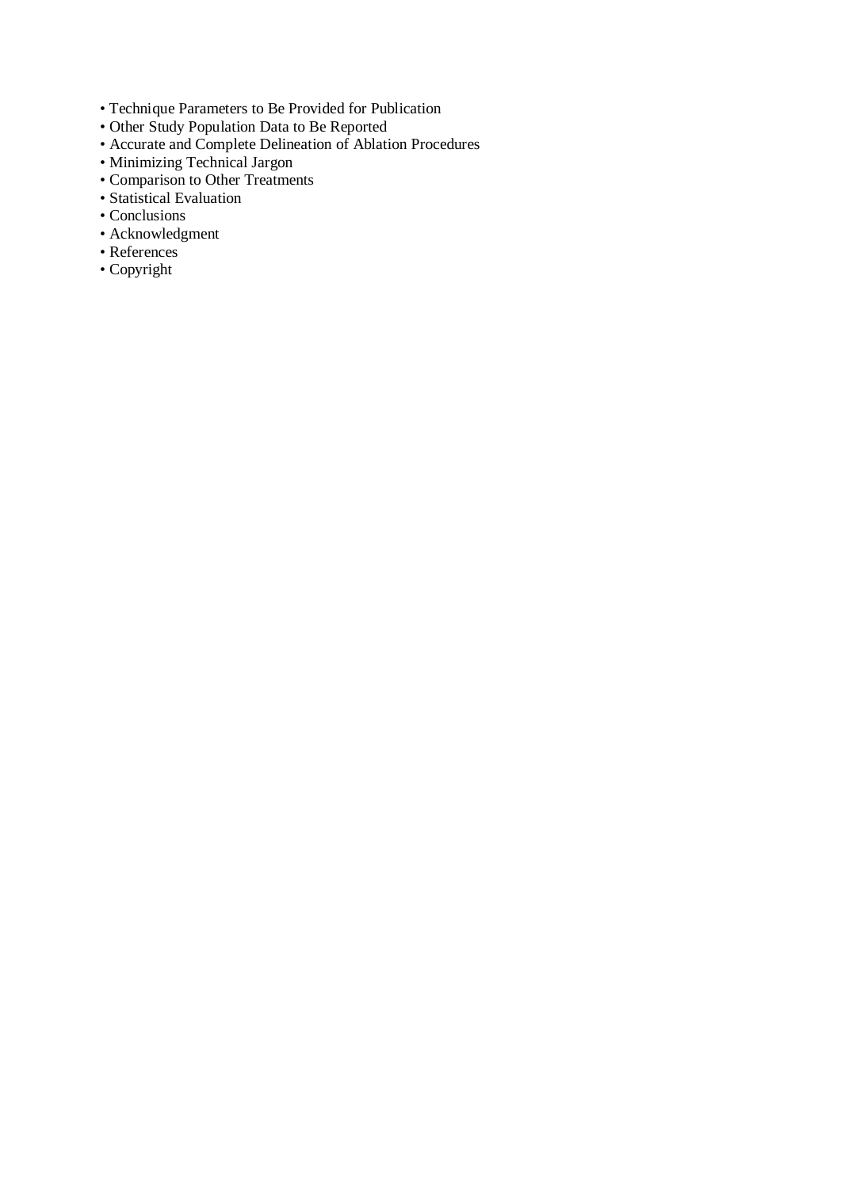- Technique Parameters to Be Provided for Publication
- Other Study Population Data to Be Reported
- Accurate and Complete Delineation of Ablation Procedures
- Minimizing Technical Jargon
- Comparison to Other Treatments
- Statistical Evaluation
- Conclusions
- Acknowledgment
- References
- Copyright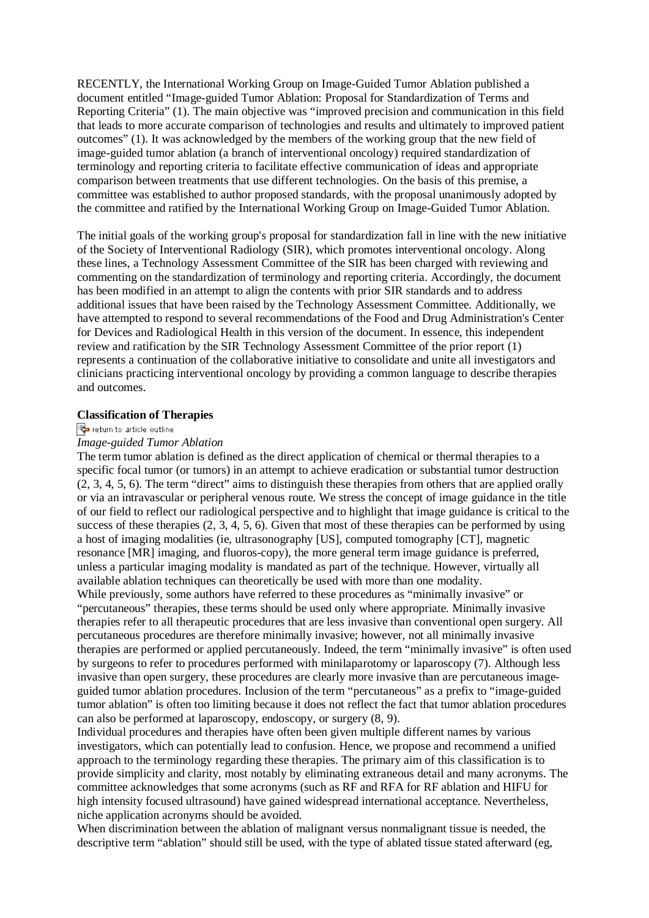RECENTLY, the International Working Group on Image-Guided Tumor Ablation published a document entitled "Image-guided Tumor Ablation: Proposal for Standardization of Terms and Reporting Criteria" (1). The main objective was "improved precision and communication in this field that leads to more accurate comparison of technologies and results and ultimately to improved patient outcomes" (1). It was acknowledged by the members of the working group that the new field of image-guided tumor ablation (a branch of interventional oncology) required standardization of terminology and reporting criteria to facilitate effective communication of ideas and appropriate comparison between treatments that use different technologies. On the basis of this premise, a committee was established to author proposed standards, with the proposal unanimously adopted by the committee and ratified by the International Working Group on Image-Guided Tumor Ablation.

The initial goals of the working group's proposal for standardization fall in line with the new initiative of the Society of Interventional Radiology (SIR), which promotes interventional oncology. Along these lines, a Technology Assessment Committee of the SIR has been charged with reviewing and commenting on the standardization of terminology and reporting criteria. Accordingly, the document has been modified in an attempt to align the contents with prior SIR standards and to address additional issues that have been raised by the Technology Assessment Committee. Additionally, we have attempted to respond to several recommendations of the Food and Drug Administration's Center for Devices and Radiological Health in this version of the document. In essence, this independent review and ratification by the SIR Technology Assessment Committee of the prior report (1) represents a continuation of the collaborative initiative to consolidate and unite all investigators and clinicians practicing interventional oncology by providing a common language to describe therapies and outcomes.

## Classification of Therapies

return to article outline

### *Image-guided Tumor Ablation*

The term tumor ablation is defined as the direct application of chemical or thermal therapies to a specific focal tumor (or tumors) in an attempt to achieve eradication or substantial tumor destruction (2, 3, 4, 5, 6). The term "direct" aims to distinguish these therapies from others that are applied orally or via an intravascular or peripheral venous route. We stress the concept of image guidance in the title of our field to reflect our radiological perspective and to highlight that image guidance is critical to the success of these therapies (2, 3, 4, 5, 6). Given that most of these therapies can be performed by using a host of imaging modalities (ie, ultrasonography [US], computed tomography [CT], magnetic resonance [MR] imaging, and fluoros-copy), the more general term image guidance is preferred, unless a particular imaging modality is mandated as part of the technique. However, virtually all available ablation techniques can theoretically be used with more than one modality.

While previously, some authors have referred to these procedures as "minimally invasive" or "percutaneous" therapies, these terms should be used only where appropriate. Minimally invasive therapies refer to all therapeutic procedures that are less invasive than conventional open surgery. All percutaneous procedures are therefore minimally invasive; however, not all minimally invasive therapies are performed or applied percutaneously. Indeed, the term "minimally invasive" is often used by surgeons to refer to procedures performed with minilaparotomy or laparoscopy (7). Although less invasive than open surgery, these procedures are clearly more invasive than are percutaneous image-guided tumor ablation procedures. Inclusion of the term "percutaneous" as a prefix to "image-guided tumor ablation" is often too limiting because it does not reflect the fact that tumor ablation procedures can also be performed at laparoscopy, endoscopy, or surgery (8, 9).

Individual procedures and therapies have often been given multiple different names by various investigators, which can potentially lead to confusion. Hence, we propose and recommend a unified approach to the terminology regarding these therapies. The primary aim of this classification is to provide simplicity and clarity, most notably by eliminating extraneous detail and many acronyms. The committee acknowledges that some acronyms (such as RF and RFA for RF ablation and HIFU for high intensity focused ultrasound) have gained widespread international acceptance. Nevertheless, niche application acronyms should be avoided.

When discrimination between the ablation of malignant versus nonmalignant tissue is needed, the descriptive term "ablation" should still be used, with the type of ablated tissue stated afterward (eg,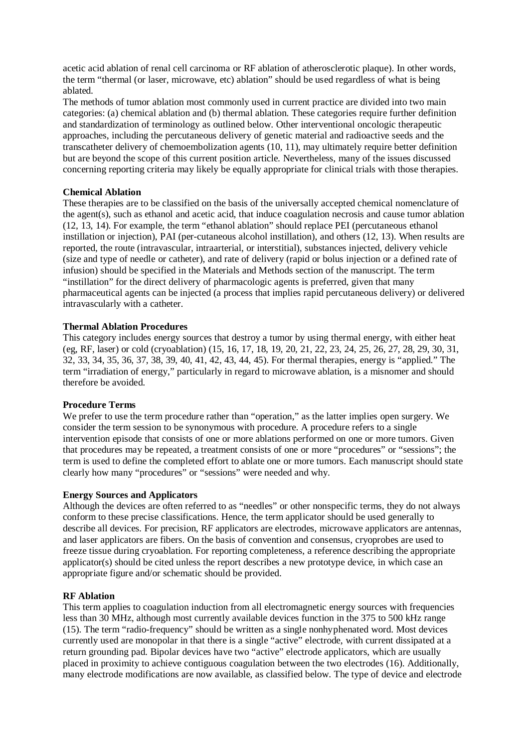acetic acid ablation of renal cell carcinoma or RF ablation of atherosclerotic plaque). In other words, the term "thermal (or laser, microwave, etc) ablation" should be used regardless of what is being ablated.

The methods of tumor ablation most commonly used in current practice are divided into two main categories: (a) chemical ablation and (b) thermal ablation. These categories require further definition and standardization of terminology as outlined below. Other interventional oncologic therapeutic approaches, including the percutaneous delivery of genetic material and radioactive seeds and the transcatheter delivery of chemoembolization agents (10, 11), may ultimately require better definition but are beyond the scope of this current position article. Nevertheless, many of the issues discussed concerning reporting criteria may likely be equally appropriate for clinical trials with those therapies.

**Chemical Ablation**

These therapies are to be classified on the basis of the universally accepted chemical nomenclature of the agent(s), such as ethanol and acetic acid, that induce coagulation necrosis and cause tumor ablation (12, 13, 14). For example, the term "ethanol ablation" should replace PEI (percutaneous ethanol instillation or injection), PAI (per-cutaneous alcohol instillation), and others (12, 13). When results are reported, the route (intravascular, intraarterial, or interstitial), substances injected, delivery vehicle (size and type of needle or catheter), and rate of delivery (rapid or bolus injection or a defined rate of infusion) should be specified in the Materials and Methods section of the manuscript. The term "instillation" for the direct delivery of pharmacologic agents is preferred, given that many pharmaceutical agents can be injected (a process that implies rapid percutaneous delivery) or delivered intravascularly with a catheter.

**Thermal Ablation Procedures**

This category includes energy sources that destroy a tumor by using thermal energy, with either heat (eg, RF, laser) or cold (cryoablation) (15, 16, 17, 18, 19, 20, 21, 22, 23, 24, 25, 26, 27, 28, 29, 30, 31, 32, 33, 34, 35, 36, 37, 38, 39, 40, 41, 42, 43, 44, 45). For thermal therapies, energy is "applied." The term "irradiation of energy," particularly in regard to microwave ablation, is a misnomer and should therefore be avoided.

**Procedure Terms**

We prefer to use the term procedure rather than "operation," as the latter implies open surgery. We consider the term session to be synonymous with procedure. A procedure refers to a single intervention episode that consists of one or more ablations performed on one or more tumors. Given that procedures may be repeated, a treatment consists of one or more "procedures" or "sessions"; the term is used to define the completed effort to ablate one or more tumors. Each manuscript should state clearly how many "procedures" or "sessions" were needed and why.

**Energy Sources and Applicators**

Although the devices are often referred to as "needles" or other nonspecific terms, they do not always conform to these precise classifications. Hence, the term applicator should be used generally to describe all devices. For precision, RF applicators are electrodes, microwave applicators are antennas, and laser applicators are fibers. On the basis of convention and consensus, cryoprobes are used to freeze tissue during cryoablation. For reporting completeness, a reference describing the appropriate applicator(s) should be cited unless the report describes a new prototype device, in which case an appropriate figure and/or schematic should be provided.

**RF Ablation**

This term applies to coagulation induction from all electromagnetic energy sources with frequencies less than 30 MHz, although most currently available devices function in the 375 to 500 kHz range (15). The term "radio-frequency" should be written as a single nonhyphenated word. Most devices currently used are monopolar in that there is a single "active" electrode, with current dissipated at a return grounding pad. Bipolar devices have two "active" electrode applicators, which are usually placed in proximity to achieve contiguous coagulation between the two electrodes (16). Additionally, many electrode modifications are now available, as classified below. The type of device and electrode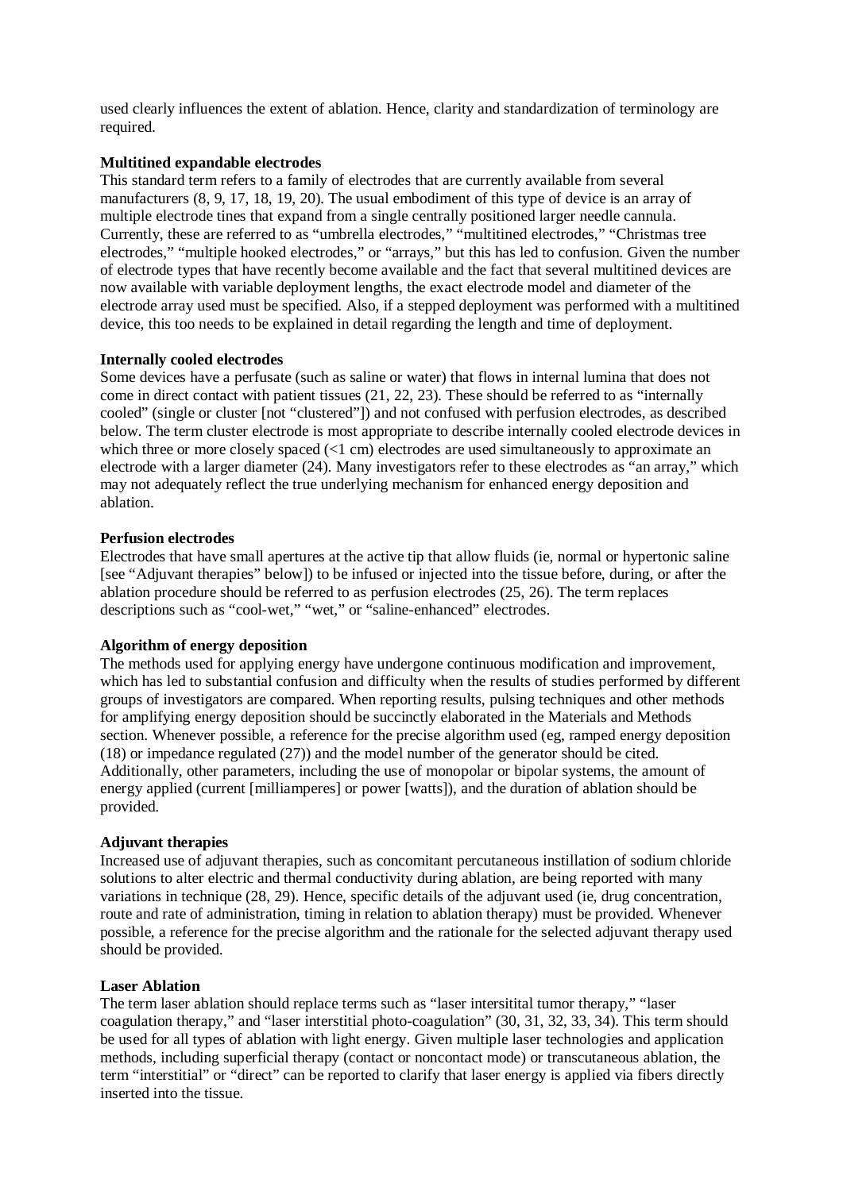used clearly influences the extent of ablation. Hence, clarity and standardization of terminology are required.

**Multitined expandable electrodes**

This standard term refers to a family of electrodes that are currently available from several manufacturers (8, 9, 17, 18, 19, 20). The usual embodiment of this type of device is an array of multiple electrode tines that expand from a single centrally positioned larger needle cannula. Currently, these are referred to as "umbrella electrodes," "multitined electrodes," "Christmas tree electrodes," "multiple hooked electrodes," or "arrays," but this has led to confusion. Given the number of electrode types that have recently become available and the fact that several multitined devices are now available with variable deployment lengths, the exact electrode model and diameter of the electrode array used must be specified. Also, if a stepped deployment was performed with a multitined device, this too needs to be explained in detail regarding the length and time of deployment.

**Internally cooled electrodes**

Some devices have a perfusate (such as saline or water) that flows in internal lumina that does not come in direct contact with patient tissues (21, 22, 23). These should be referred to as "internally cooled" (single or cluster [not "clustered"]) and not confused with perfusion electrodes, as described below. The term cluster electrode is most appropriate to describe internally cooled electrode devices in which three or more closely spaced (<1 cm) electrodes are used simultaneously to approximate an electrode with a larger diameter (24). Many investigators refer to these electrodes as "an array," which may not adequately reflect the true underlying mechanism for enhanced energy deposition and ablation.

**Perfusion electrodes**

Electrodes that have small apertures at the active tip that allow fluids (ie, normal or hypertonic saline [see "Adjuvant therapies" below]) to be infused or injected into the tissue before, during, or after the ablation procedure should be referred to as perfusion electrodes (25, 26). The term replaces descriptions such as "cool-wet," "wet," or "saline-enhanced" electrodes.

**Algorithm of energy deposition**

The methods used for applying energy have undergone continuous modification and improvement, which has led to substantial confusion and difficulty when the results of studies performed by different groups of investigators are compared. When reporting results, pulsing techniques and other methods for amplifying energy deposition should be succinctly elaborated in the Materials and Methods section. Whenever possible, a reference for the precise algorithm used (eg, ramped energy deposition (18) or impedance regulated (27)) and the model number of the generator should be cited. Additionally, other parameters, including the use of monopolar or bipolar systems, the amount of energy applied (current [milliamperes] or power [watts]), and the duration of ablation should be provided.

**Adjuvant therapies**

Increased use of adjuvant therapies, such as concomitant percutaneous instillation of sodium chloride solutions to alter electric and thermal conductivity during ablation, are being reported with many variations in technique (28, 29). Hence, specific details of the adjuvant used (ie, drug concentration, route and rate of administration, timing in relation to ablation therapy) must be provided. Whenever possible, a reference for the precise algorithm and the rationale for the selected adjuvant therapy used should be provided.

**Laser Ablation**

The term laser ablation should replace terms such as "laser intersitital tumor therapy," "laser coagulation therapy," and "laser interstitial photo-coagulation" (30, 31, 32, 33, 34). This term should be used for all types of ablation with light energy. Given multiple laser technologies and application methods, including superficial therapy (contact or noncontact mode) or transcutaneous ablation, the term "interstitial" or "direct" can be reported to clarify that laser energy is applied via fibers directly inserted into the tissue.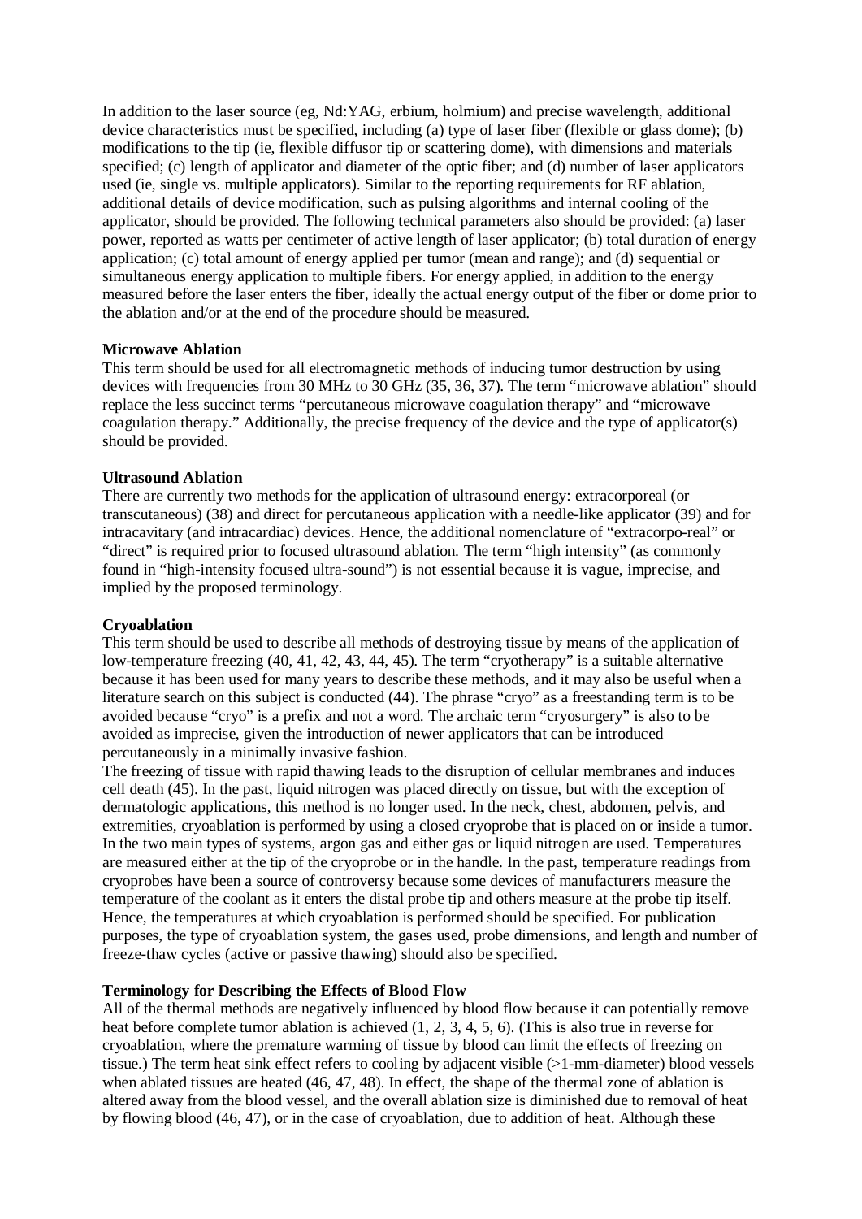In addition to the laser source (eg, Nd:YAG, erbium, holmium) and precise wavelength, additional device characteristics must be specified, including (a) type of laser fiber (flexible or glass dome); (b) modifications to the tip (ie, flexible diffusor tip or scattering dome), with dimensions and materials specified; (c) length of applicator and diameter of the optic fiber; and (d) number of laser applicators used (ie, single vs. multiple applicators). Similar to the reporting requirements for RF ablation, additional details of device modification, such as pulsing algorithms and internal cooling of the applicator, should be provided. The following technical parameters also should be provided: (a) laser power, reported as watts per centimeter of active length of laser applicator; (b) total duration of energy application; (c) total amount of energy applied per tumor (mean and range); and (d) sequential or simultaneous energy application to multiple fibers. For energy applied, in addition to the energy measured before the laser enters the fiber, ideally the actual energy output of the fiber or dome prior to the ablation and/or at the end of the procedure should be measured.

**Microwave Ablation**

This term should be used for all electromagnetic methods of inducing tumor destruction by using devices with frequencies from 30 MHz to 30 GHz (35, 36, 37). The term "microwave ablation" should replace the less succinct terms "percutaneous microwave coagulation therapy" and "microwave coagulation therapy." Additionally, the precise frequency of the device and the type of applicator(s) should be provided.

**Ultrasound Ablation**

There are currently two methods for the application of ultrasound energy: extracorporeal (or transcutaneous) (38) and direct for percutaneous application with a needle-like applicator (39) and for intracavitary (and intracardiac) devices. Hence, the additional nomenclature of "extracorpo-real" or "direct" is required prior to focused ultrasound ablation. The term "high intensity" (as commonly found in "high-intensity focused ultra-sound") is not essential because it is vague, imprecise, and implied by the proposed terminology.

**Cryoablation**

This term should be used to describe all methods of destroying tissue by means of the application of low-temperature freezing (40, 41, 42, 43, 44, 45). The term "cryotherapy" is a suitable alternative because it has been used for many years to describe these methods, and it may also be useful when a literature search on this subject is conducted (44). The phrase "cryo" as a freestanding term is to be avoided because "cryo" is a prefix and not a word. The archaic term "cryosurgery" is also to be avoided as imprecise, given the introduction of newer applicators that can be introduced percutaneously in a minimally invasive fashion.

The freezing of tissue with rapid thawing leads to the disruption of cellular membranes and induces cell death (45). In the past, liquid nitrogen was placed directly on tissue, but with the exception of dermatologic applications, this method is no longer used. In the neck, chest, abdomen, pelvis, and extremities, cryoablation is performed by using a closed cryoprobe that is placed on or inside a tumor. In the two main types of systems, argon gas and either gas or liquid nitrogen are used. Temperatures are measured either at the tip of the cryoprobe or in the handle. In the past, temperature readings from cryoprobes have been a source of controversy because some devices of manufacturers measure the temperature of the coolant as it enters the distal probe tip and others measure at the probe tip itself. Hence, the temperatures at which cryoablation is performed should be specified. For publication purposes, the type of cryoablation system, the gases used, probe dimensions, and length and number of freeze-thaw cycles (active or passive thawing) should also be specified.

**Terminology for Describing the Effects of Blood Flow**

All of the thermal methods are negatively influenced by blood flow because it can potentially remove heat before complete tumor ablation is achieved (1, 2, 3, 4, 5, 6). (This is also true in reverse for cryoablation, where the premature warming of tissue by blood can limit the effects of freezing on tissue.) The term heat sink effect refers to cooling by adjacent visible (>1-mm-diameter) blood vessels when ablated tissues are heated (46, 47, 48). In effect, the shape of the thermal zone of ablation is altered away from the blood vessel, and the overall ablation size is diminished due to removal of heat by flowing blood (46, 47), or in the case of cryoablation, due to addition of heat. Although these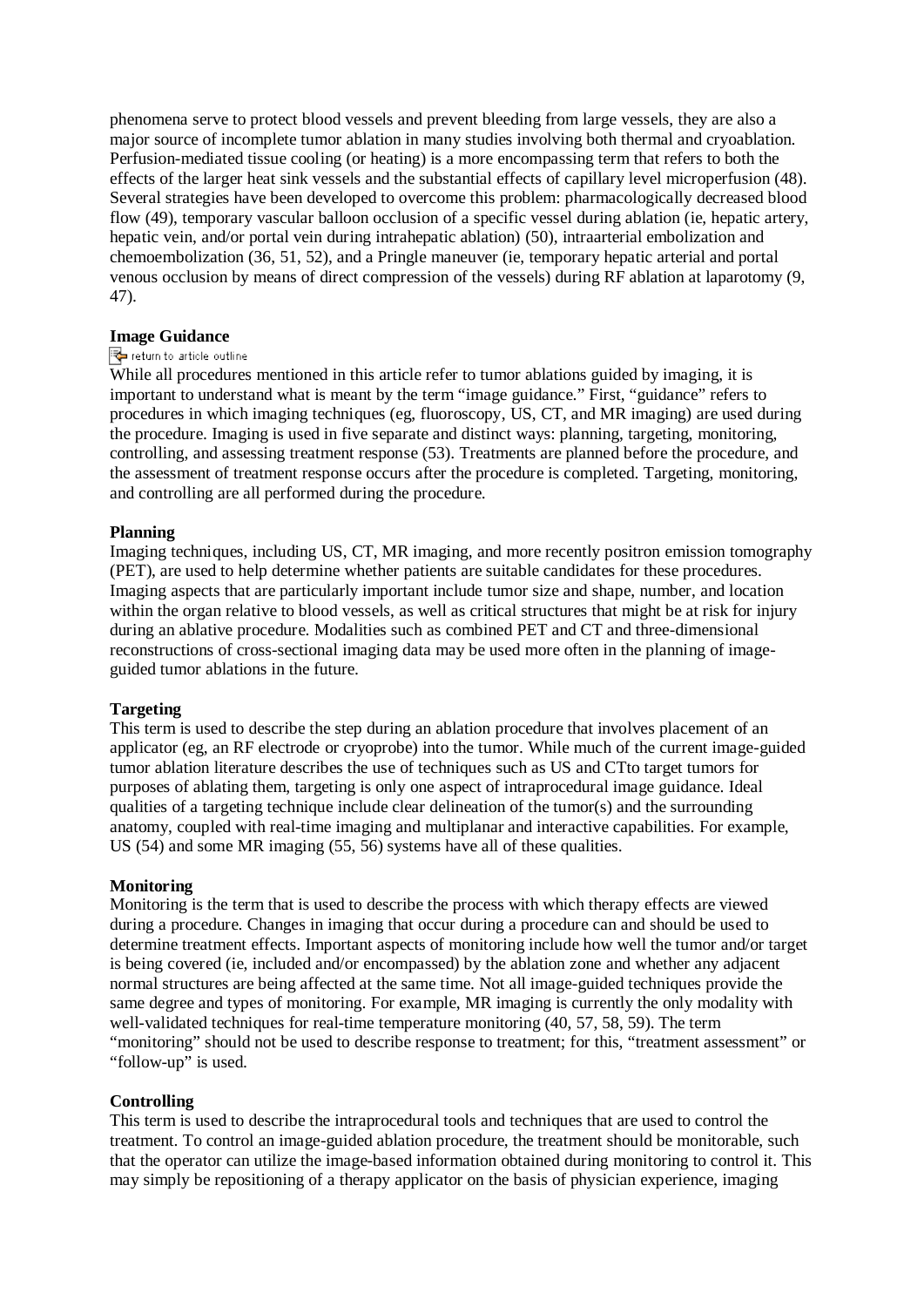phenomena serve to protect blood vessels and prevent bleeding from large vessels, they are also a major source of incomplete tumor ablation in many studies involving both thermal and cryoablation. Perfusion-mediated tissue cooling (or heating) is a more encompassing term that refers to both the effects of the larger heat sink vessels and the substantial effects of capillary level microperfusion (48). Several strategies have been developed to overcome this problem: pharmacologically decreased blood flow (49), temporary vascular balloon occlusion of a specific vessel during ablation (ie, hepatic artery, hepatic vein, and/or portal vein during intrahepatic ablation) (50), intraarterial embolization and chemoembolization (36, 51, 52), and a Pringle maneuver (ie, temporary hepatic arterial and portal venous occlusion by means of direct compression of the vessels) during RF ablation at laparotomy (9, 47).

## Image Guidance

return to article outline

While all procedures mentioned in this article refer to tumor ablations guided by imaging, it is important to understand what is meant by the term "image guidance." First, "guidance" refers to procedures in which imaging techniques (eg, fluoroscopy, US, CT, and MR imaging) are used during the procedure. Imaging is used in five separate and distinct ways: planning, targeting, monitoring, controlling, and assessing treatment response (53). Treatments are planned before the procedure, and the assessment of treatment response occurs after the procedure is completed. Targeting, monitoring, and controlling are all performed during the procedure.

### Planning

Imaging techniques, including US, CT, MR imaging, and more recently positron emission tomography (PET), are used to help determine whether patients are suitable candidates for these procedures. Imaging aspects that are particularly important include tumor size and shape, number, and location within the organ relative to blood vessels, as well as critical structures that might be at risk for injury during an ablative procedure. Modalities such as combined PET and CT and three-dimensional reconstructions of cross-sectional imaging data may be used more often in the planning of image-guided tumor ablations in the future.

### Targeting

This term is used to describe the step during an ablation procedure that involves placement of an applicator (eg, an RF electrode or cryoprobe) into the tumor. While much of the current image-guided tumor ablation literature describes the use of techniques such as US and CTto target tumors for purposes of ablating them, targeting is only one aspect of intraprocedural image guidance. Ideal qualities of a targeting technique include clear delineation of the tumor(s) and the surrounding anatomy, coupled with real-time imaging and multiplanar and interactive capabilities. For example, US (54) and some MR imaging (55, 56) systems have all of these qualities.

### Monitoring

Monitoring is the term that is used to describe the process with which therapy effects are viewed during a procedure. Changes in imaging that occur during a procedure can and should be used to determine treatment effects. Important aspects of monitoring include how well the tumor and/or target is being covered (ie, included and/or encompassed) by the ablation zone and whether any adjacent normal structures are being affected at the same time. Not all image-guided techniques provide the same degree and types of monitoring. For example, MR imaging is currently the only modality with well-validated techniques for real-time temperature monitoring (40, 57, 58, 59). The term "monitoring" should not be used to describe response to treatment; for this, "treatment assessment" or "follow-up" is used.

### Controlling

This term is used to describe the intraprocedural tools and techniques that are used to control the treatment. To control an image-guided ablation procedure, the treatment should be monitorable, such that the operator can utilize the image-based information obtained during monitoring to control it. This may simply be repositioning of a therapy applicator on the basis of physician experience, imaging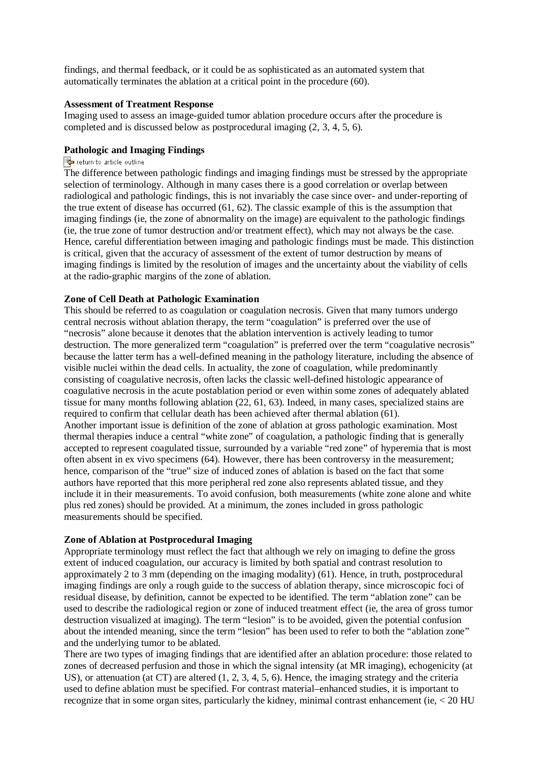findings, and thermal feedback, or it could be as sophisticated as an automated system that automatically terminates the ablation at a critical point in the procedure (60).

**Assessment of Treatment Response**

Imaging used to assess an image-guided tumor ablation procedure occurs after the procedure is completed and is discussed below as postprocedural imaging (2, 3, 4, 5, 6).

**Pathologic and Imaging Findings**

return to article outline

The difference between pathologic findings and imaging findings must be stressed by the appropriate selection of terminology. Although in many cases there is a good correlation or overlap between radiological and pathologic findings, this is not invariably the case since over- and under-reporting of the true extent of disease has occurred (61, 62). The classic example of this is the assumption that imaging findings (ie, the zone of abnormality on the image) are equivalent to the pathologic findings (ie, the true zone of tumor destruction and/or treatment effect), which may not always be the case. Hence, careful differentiation between imaging and pathologic findings must be made. This distinction is critical, given that the accuracy of assessment of the extent of tumor destruction by means of imaging findings is limited by the resolution of images and the uncertainty about the viability of cells at the radio-graphic margins of the zone of ablation.

**Zone of Cell Death at Pathologic Examination**

This should be referred to as coagulation or coagulation necrosis. Given that many tumors undergo central necrosis without ablation therapy, the term "coagulation" is preferred over the use of "necrosis" alone because it denotes that the ablation intervention is actively leading to tumor destruction. The more generalized term "coagulation" is preferred over the term "coagulative necrosis" because the latter term has a well-defined meaning in the pathology literature, including the absence of visible nuclei within the dead cells. In actuality, the zone of coagulation, while predominantly consisting of coagulative necrosis, often lacks the classic well-defined histologic appearance of coagulative necrosis in the acute postablation period or even within some zones of adequately ablated tissue for many months following ablation (22, 61, 63). Indeed, in many cases, specialized stains are required to confirm that cellular death has been achieved after thermal ablation (61).

Another important issue is definition of the zone of ablation at gross pathologic examination. Most thermal therapies induce a central "white zone" of coagulation, a pathologic finding that is generally accepted to represent coagulated tissue, surrounded by a variable "red zone" of hyperemia that is most often absent in ex vivo specimens (64). However, there has been controversy in the measurement; hence, comparison of the "true" size of induced zones of ablation is based on the fact that some authors have reported that this more peripheral red zone also represents ablated tissue, and they include it in their measurements. To avoid confusion, both measurements (white zone alone and white plus red zones) should be provided. At a minimum, the zones included in gross pathologic measurements should be specified.

**Zone of Ablation at Postprocedural Imaging**

Appropriate terminology must reflect the fact that although we rely on imaging to define the gross extent of induced coagulation, our accuracy is limited by both spatial and contrast resolution to approximately 2 to 3 mm (depending on the imaging modality) (61). Hence, in truth, postprocedural imaging findings are only a rough guide to the success of ablation therapy, since microscopic foci of residual disease, by definition, cannot be expected to be identified. The term "ablation zone" can be used to describe the radiological region or zone of induced treatment effect (ie, the area of gross tumor destruction visualized at imaging). The term "lesion" is to be avoided, given the potential confusion about the intended meaning, since the term "lesion" has been used to refer to both the "ablation zone" and the underlying tumor to be ablated.

There are two types of imaging findings that are identified after an ablation procedure: those related to zones of decreased perfusion and those in which the signal intensity (at MR imaging), echogenicity (at US), or attenuation (at CT) are altered (1, 2, 3, 4, 5, 6). Hence, the imaging strategy and the criteria used to define ablation must be specified. For contrast material–enhanced studies, it is important to recognize that in some organ sites, particularly the kidney, minimal contrast enhancement (ie, < 20 HU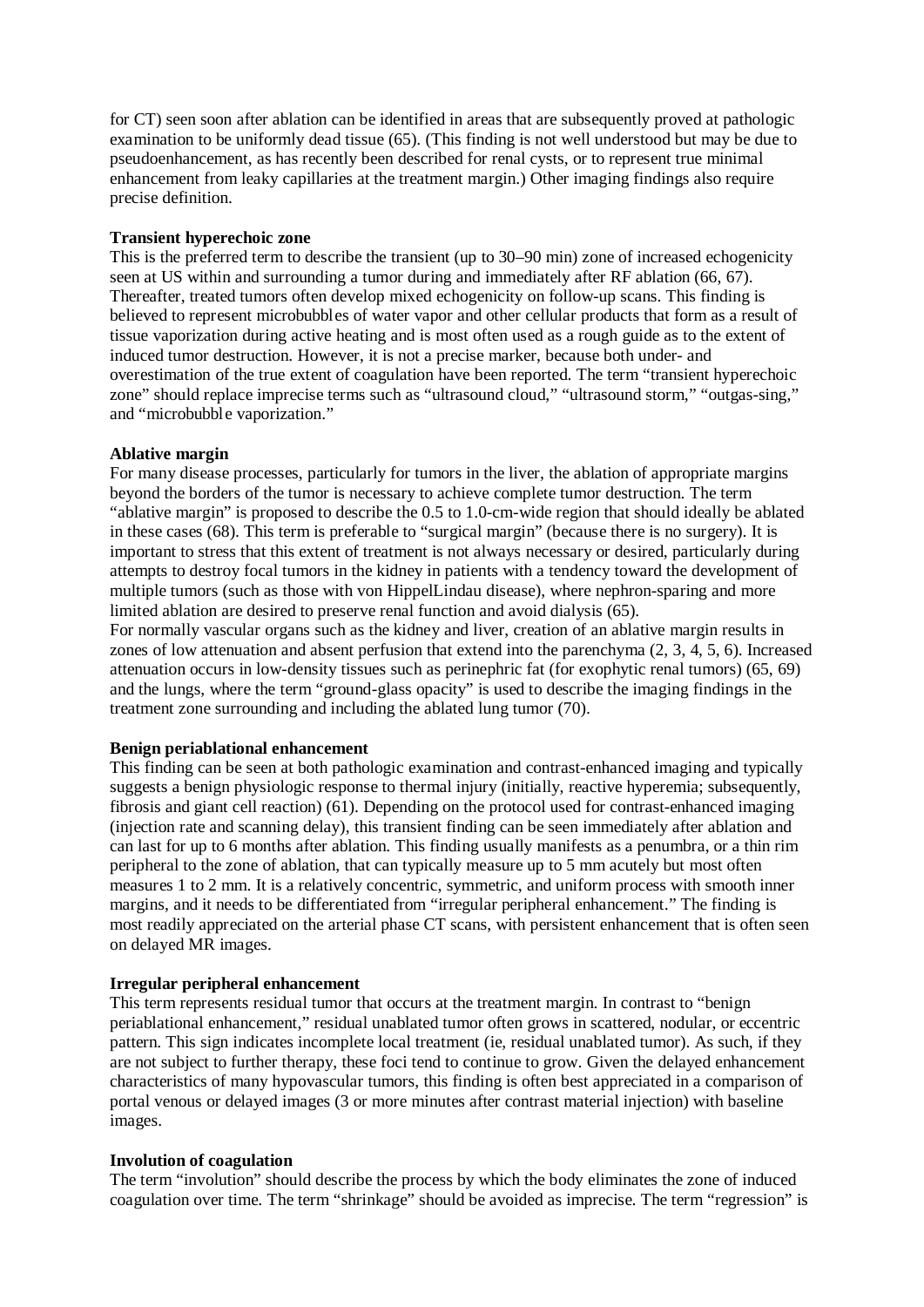for CT) seen soon after ablation can be identified in areas that are subsequently proved at pathologic examination to be uniformly dead tissue (65). (This finding is not well understood but may be due to pseudoenhancement, as has recently been described for renal cysts, or to represent true minimal enhancement from leaky capillaries at the treatment margin.) Other imaging findings also require precise definition.

### Transient hyperechoic zone

This is the preferred term to describe the transient (up to 30–90 min) zone of increased echogenicity seen at US within and surrounding a tumor during and immediately after RF ablation (66, 67). Thereafter, treated tumors often develop mixed echogenicity on follow-up scans. This finding is believed to represent microbubbles of water vapor and other cellular products that form as a result of tissue vaporization during active heating and is most often used as a rough guide as to the extent of induced tumor destruction. However, it is not a precise marker, because both under- and overestimation of the true extent of coagulation have been reported. The term "transient hyperechoic zone" should replace imprecise terms such as "ultrasound cloud," "ultrasound storm," "outgas-sing," and "microbubble vaporization."

### Ablative margin

For many disease processes, particularly for tumors in the liver, the ablation of appropriate margins beyond the borders of the tumor is necessary to achieve complete tumor destruction. The term "ablative margin" is proposed to describe the 0.5 to 1.0-cm-wide region that should ideally be ablated in these cases (68). This term is preferable to "surgical margin" (because there is no surgery). It is important to stress that this extent of treatment is not always necessary or desired, particularly during attempts to destroy focal tumors in the kidney in patients with a tendency toward the development of multiple tumors (such as those with von HippelLindau disease), where nephron-sparing and more limited ablation are desired to preserve renal function and avoid dialysis (65).

For normally vascular organs such as the kidney and liver, creation of an ablative margin results in zones of low attenuation and absent perfusion that extend into the parenchyma (2, 3, 4, 5, 6). Increased attenuation occurs in low-density tissues such as perinephric fat (for exophytic renal tumors) (65, 69) and the lungs, where the term "ground-glass opacity" is used to describe the imaging findings in the treatment zone surrounding and including the ablated lung tumor (70).

### Benign periablational enhancement

This finding can be seen at both pathologic examination and contrast-enhanced imaging and typically suggests a benign physiologic response to thermal injury (initially, reactive hyperemia; subsequently, fibrosis and giant cell reaction) (61). Depending on the protocol used for contrast-enhanced imaging (injection rate and scanning delay), this transient finding can be seen immediately after ablation and can last for up to 6 months after ablation. This finding usually manifests as a penumbra, or a thin rim peripheral to the zone of ablation, that can typically measure up to 5 mm acutely but most often measures 1 to 2 mm. It is a relatively concentric, symmetric, and uniform process with smooth inner margins, and it needs to be differentiated from "irregular peripheral enhancement." The finding is most readily appreciated on the arterial phase CT scans, with persistent enhancement that is often seen on delayed MR images.

### Irregular peripheral enhancement

This term represents residual tumor that occurs at the treatment margin. In contrast to "benign periablational enhancement," residual unablated tumor often grows in scattered, nodular, or eccentric pattern. This sign indicates incomplete local treatment (ie, residual unablated tumor). As such, if they are not subject to further therapy, these foci tend to continue to grow. Given the delayed enhancement characteristics of many hypovascular tumors, this finding is often best appreciated in a comparison of portal venous or delayed images (3 or more minutes after contrast material injection) with baseline images.

### Involution of coagulation

The term "involution" should describe the process by which the body eliminates the zone of induced coagulation over time. The term "shrinkage" should be avoided as imprecise. The term "regression" is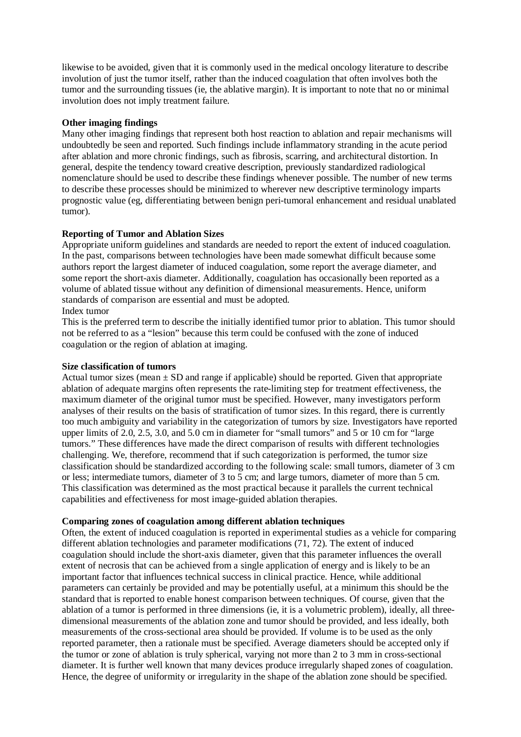likewise to be avoided, given that it is commonly used in the medical oncology literature to describe involution of just the tumor itself, rather than the induced coagulation that often involves both the tumor and the surrounding tissues (ie, the ablative margin). It is important to note that no or minimal involution does not imply treatment failure.

**Other imaging findings**

Many other imaging findings that represent both host reaction to ablation and repair mechanisms will undoubtedly be seen and reported. Such findings include inflammatory stranding in the acute period after ablation and more chronic findings, such as fibrosis, scarring, and architectural distortion. In general, despite the tendency toward creative description, previously standardized radiological nomenclature should be used to describe these findings whenever possible. The number of new terms to describe these processes should be minimized to wherever new descriptive terminology imparts prognostic value (eg, differentiating between benign peri-tumoral enhancement and residual unablated tumor).

**Reporting of Tumor and Ablation Sizes**

Appropriate uniform guidelines and standards are needed to report the extent of induced coagulation. In the past, comparisons between technologies have been made somewhat difficult because some authors report the largest diameter of induced coagulation, some report the average diameter, and some report the short-axis diameter. Additionally, coagulation has occasionally been reported as a volume of ablated tissue without any definition of dimensional measurements. Hence, uniform standards of comparison are essential and must be adopted.

Index tumor

This is the preferred term to describe the initially identified tumor prior to ablation. This tumor should not be referred to as a "lesion" because this term could be confused with the zone of induced coagulation or the region of ablation at imaging.

**Size classification of tumors**

Actual tumor sizes (mean ± SD and range if applicable) should be reported. Given that appropriate ablation of adequate margins often represents the rate-limiting step for treatment effectiveness, the maximum diameter of the original tumor must be specified. However, many investigators perform analyses of their results on the basis of stratification of tumor sizes. In this regard, there is currently too much ambiguity and variability in the categorization of tumors by size. Investigators have reported upper limits of 2.0, 2.5, 3.0, and 5.0 cm in diameter for "small tumors" and 5 or 10 cm for "large tumors." These differences have made the direct comparison of results with different technologies challenging. We, therefore, recommend that if such categorization is performed, the tumor size classification should be standardized according to the following scale: small tumors, diameter of 3 cm or less; intermediate tumors, diameter of 3 to 5 cm; and large tumors, diameter of more than 5 cm. This classification was determined as the most practical because it parallels the current technical capabilities and effectiveness for most image-guided ablation therapies.

**Comparing zones of coagulation among different ablation techniques**

Often, the extent of induced coagulation is reported in experimental studies as a vehicle for comparing different ablation technologies and parameter modifications (71, 72). The extent of induced coagulation should include the short-axis diameter, given that this parameter influences the overall extent of necrosis that can be achieved from a single application of energy and is likely to be an important factor that influences technical success in clinical practice. Hence, while additional parameters can certainly be provided and may be potentially useful, at a minimum this should be the standard that is reported to enable honest comparison between techniques. Of course, given that the ablation of a tumor is performed in three dimensions (ie, it is a volumetric problem), ideally, all three-dimensional measurements of the ablation zone and tumor should be provided, and less ideally, both measurements of the cross-sectional area should be provided. If volume is to be used as the only reported parameter, then a rationale must be specified. Average diameters should be accepted only if the tumor or zone of ablation is truly spherical, varying not more than 2 to 3 mm in cross-sectional diameter. It is further well known that many devices produce irregularly shaped zones of coagulation. Hence, the degree of uniformity or irregularity in the shape of the ablation zone should be specified.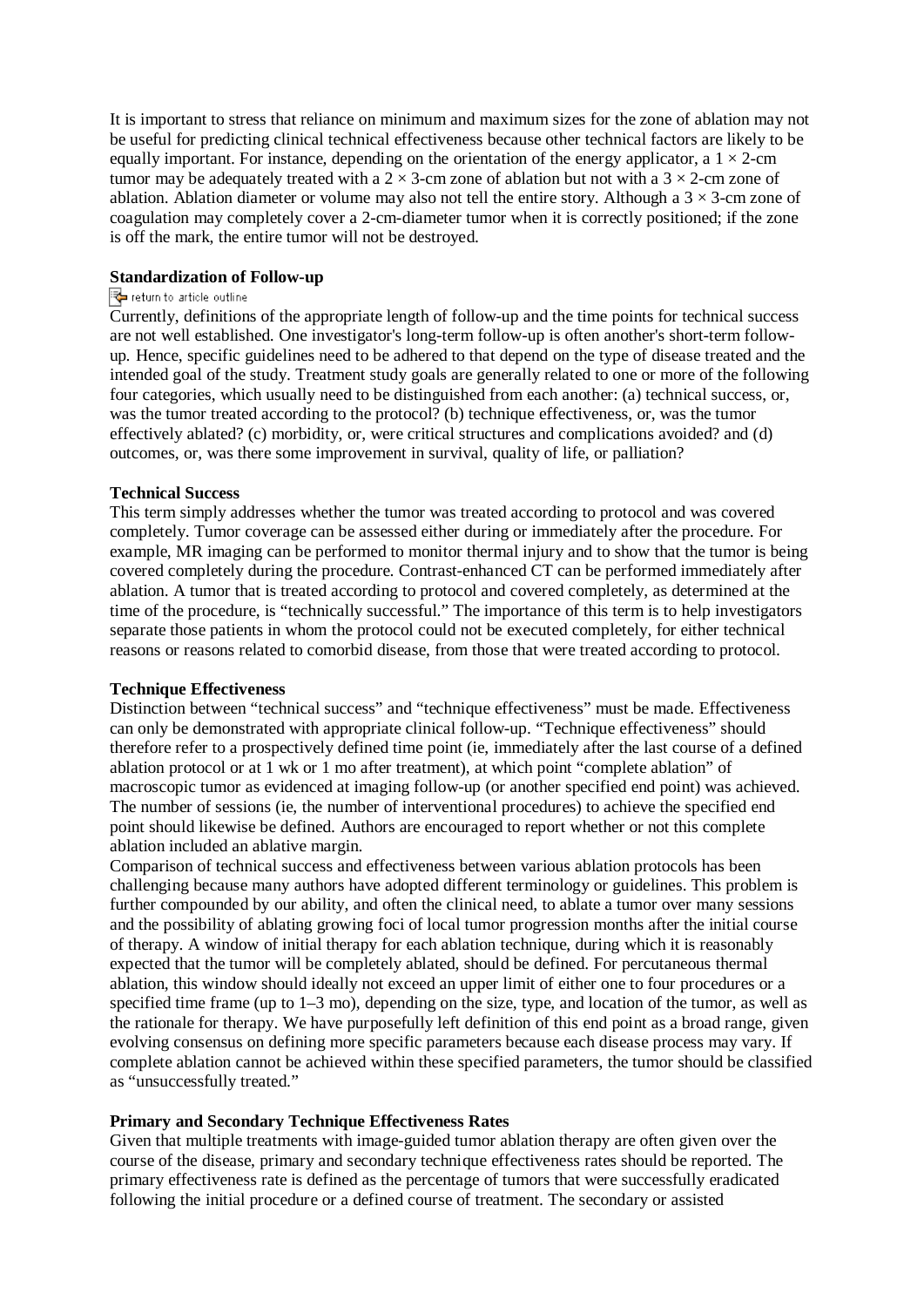It is important to stress that reliance on minimum and maximum sizes for the zone of ablation may not be useful for predicting clinical technical effectiveness because other technical factors are likely to be equally important. For instance, depending on the orientation of the energy applicator, a 1 × 2-cm tumor may be adequately treated with a 2 × 3-cm zone of ablation but not with a 3 × 2-cm zone of ablation. Ablation diameter or volume may also not tell the entire story. Although a 3 × 3-cm zone of coagulation may completely cover a 2-cm-diameter tumor when it is correctly positioned; if the zone is off the mark, the entire tumor will not be destroyed.

### Standardization of Follow-up

return to article outline

Currently, definitions of the appropriate length of follow-up and the time points for technical success are not well established. One investigator's long-term follow-up is often another's short-term follow-up. Hence, specific guidelines need to be adhered to that depend on the type of disease treated and the intended goal of the study. Treatment study goals are generally related to one or more of the following four categories, which usually need to be distinguished from each another: (a) technical success, or, was the tumor treated according to the protocol? (b) technique effectiveness, or, was the tumor effectively ablated? (c) morbidity, or, were critical structures and complications avoided? and (d) outcomes, or, was there some improvement in survival, quality of life, or palliation?

### Technical Success

This term simply addresses whether the tumor was treated according to protocol and was covered completely. Tumor coverage can be assessed either during or immediately after the procedure. For example, MR imaging can be performed to monitor thermal injury and to show that the tumor is being covered completely during the procedure. Contrast-enhanced CT can be performed immediately after ablation. A tumor that is treated according to protocol and covered completely, as determined at the time of the procedure, is "technically successful." The importance of this term is to help investigators separate those patients in whom the protocol could not be executed completely, for either technical reasons or reasons related to comorbid disease, from those that were treated according to protocol.

### Technique Effectiveness

Distinction between "technical success" and "technique effectiveness" must be made. Effectiveness can only be demonstrated with appropriate clinical follow-up. "Technique effectiveness" should therefore refer to a prospectively defined time point (ie, immediately after the last course of a defined ablation protocol or at 1 wk or 1 mo after treatment), at which point "complete ablation" of macroscopic tumor as evidenced at imaging follow-up (or another specified end point) was achieved. The number of sessions (ie, the number of interventional procedures) to achieve the specified end point should likewise be defined. Authors are encouraged to report whether or not this complete ablation included an ablative margin.

Comparison of technical success and effectiveness between various ablation protocols has been challenging because many authors have adopted different terminology or guidelines. This problem is further compounded by our ability, and often the clinical need, to ablate a tumor over many sessions and the possibility of ablating growing foci of local tumor progression months after the initial course of therapy. A window of initial therapy for each ablation technique, during which it is reasonably expected that the tumor will be completely ablated, should be defined. For percutaneous thermal ablation, this window should ideally not exceed an upper limit of either one to four procedures or a specified time frame (up to 1–3 mo), depending on the size, type, and location of the tumor, as well as the rationale for therapy. We have purposefully left definition of this end point as a broad range, given evolving consensus on defining more specific parameters because each disease process may vary. If complete ablation cannot be achieved within these specified parameters, the tumor should be classified as "unsuccessfully treated."

### Primary and Secondary Technique Effectiveness Rates

Given that multiple treatments with image-guided tumor ablation therapy are often given over the course of the disease, primary and secondary technique effectiveness rates should be reported. The primary effectiveness rate is defined as the percentage of tumors that were successfully eradicated following the initial procedure or a defined course of treatment. The secondary or assisted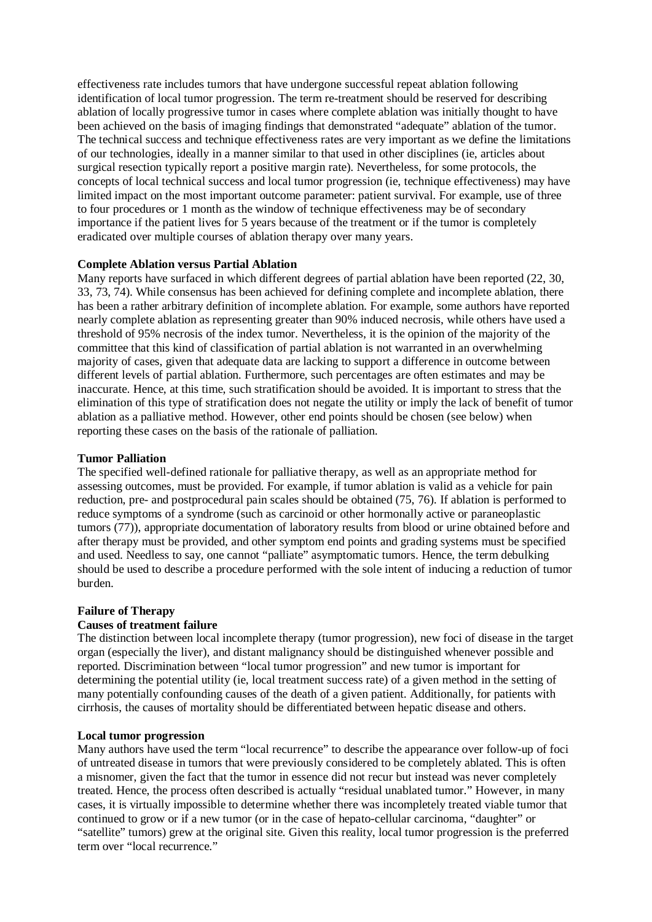effectiveness rate includes tumors that have undergone successful repeat ablation following identification of local tumor progression. The term re-treatment should be reserved for describing ablation of locally progressive tumor in cases where complete ablation was initially thought to have been achieved on the basis of imaging findings that demonstrated "adequate" ablation of the tumor. The technical success and technique effectiveness rates are very important as we define the limitations of our technologies, ideally in a manner similar to that used in other disciplines (ie, articles about surgical resection typically report a positive margin rate). Nevertheless, for some protocols, the concepts of local technical success and local tumor progression (ie, technique effectiveness) may have limited impact on the most important outcome parameter: patient survival. For example, use of three to four procedures or 1 month as the window of technique effectiveness may be of secondary importance if the patient lives for 5 years because of the treatment or if the tumor is completely eradicated over multiple courses of ablation therapy over many years.

**Complete Ablation versus Partial Ablation**

Many reports have surfaced in which different degrees of partial ablation have been reported (22, 30, 33, 73, 74). While consensus has been achieved for defining complete and incomplete ablation, there has been a rather arbitrary definition of incomplete ablation. For example, some authors have reported nearly complete ablation as representing greater than 90% induced necrosis, while others have used a threshold of 95% necrosis of the index tumor. Nevertheless, it is the opinion of the majority of the committee that this kind of classification of partial ablation is not warranted in an overwhelming majority of cases, given that adequate data are lacking to support a difference in outcome between different levels of partial ablation. Furthermore, such percentages are often estimates and may be inaccurate. Hence, at this time, such stratification should be avoided. It is important to stress that the elimination of this type of stratification does not negate the utility or imply the lack of benefit of tumor ablation as a palliative method. However, other end points should be chosen (see below) when reporting these cases on the basis of the rationale of palliation.

**Tumor Palliation**

The specified well-defined rationale for palliative therapy, as well as an appropriate method for assessing outcomes, must be provided. For example, if tumor ablation is valid as a vehicle for pain reduction, pre- and postprocedural pain scales should be obtained (75, 76). If ablation is performed to reduce symptoms of a syndrome (such as carcinoid or other hormonally active or paraneoplastic tumors (77)), appropriate documentation of laboratory results from blood or urine obtained before and after therapy must be provided, and other symptom end points and grading systems must be specified and used. Needless to say, one cannot "palliate" asymptomatic tumors. Hence, the term debulking should be used to describe a procedure performed with the sole intent of inducing a reduction of tumor burden.

**Failure of Therapy**

**Causes of treatment failure**

The distinction between local incomplete therapy (tumor progression), new foci of disease in the target organ (especially the liver), and distant malignancy should be distinguished whenever possible and reported. Discrimination between "local tumor progression" and new tumor is important for determining the potential utility (ie, local treatment success rate) of a given method in the setting of many potentially confounding causes of the death of a given patient. Additionally, for patients with cirrhosis, the causes of mortality should be differentiated between hepatic disease and others.

**Local tumor progression**

Many authors have used the term "local recurrence" to describe the appearance over follow-up of foci of untreated disease in tumors that were previously considered to be completely ablated. This is often a misnomer, given the fact that the tumor in essence did not recur but instead was never completely treated. Hence, the process often described is actually "residual unablated tumor." However, in many cases, it is virtually impossible to determine whether there was incompletely treated viable tumor that continued to grow or if a new tumor (or in the case of hepato-cellular carcinoma, "daughter" or "satellite" tumors) grew at the original site. Given this reality, local tumor progression is the preferred term over "local recurrence."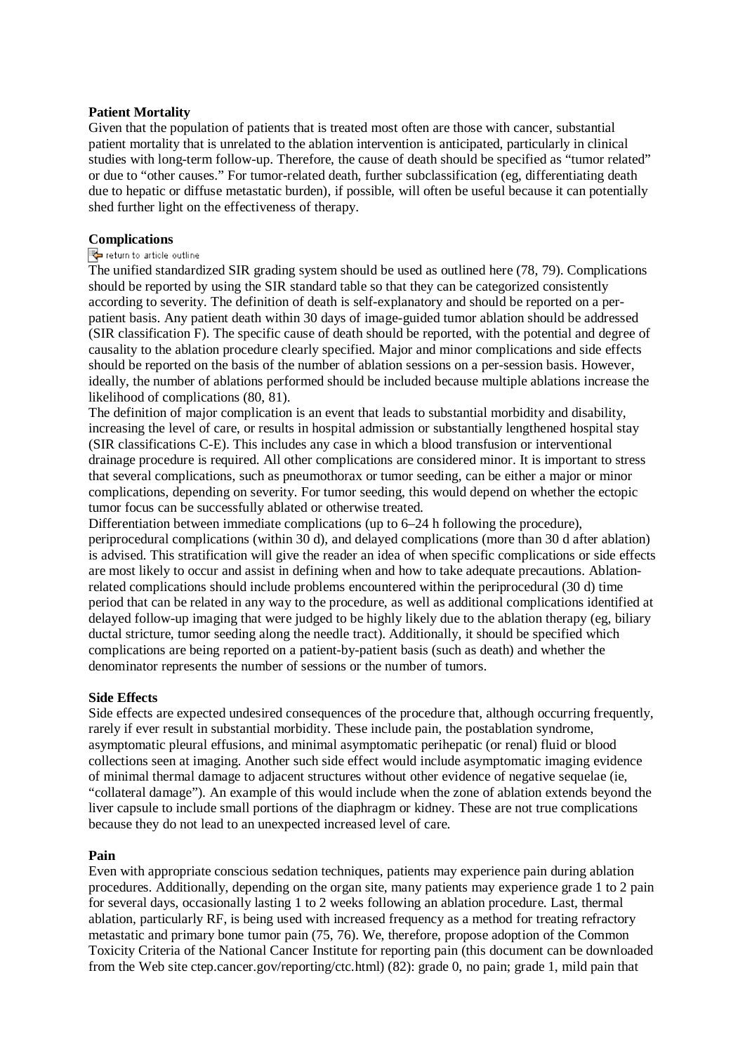## Patient Mortality

Given that the population of patients that is treated most often are those with cancer, substantial patient mortality that is unrelated to the ablation intervention is anticipated, particularly in clinical studies with long-term follow-up. Therefore, the cause of death should be specified as "tumor related" or due to "other causes." For tumor-related death, further subclassification (eg, differentiating death due to hepatic or diffuse metastatic burden), if possible, will often be useful because it can potentially shed further light on the effectiveness of therapy.

## Complications

return to article outline

The unified standardized SIR grading system should be used as outlined here (78, 79). Complications should be reported by using the SIR standard table so that they can be categorized consistently according to severity. The definition of death is self-explanatory and should be reported on a per-patient basis. Any patient death within 30 days of image-guided tumor ablation should be addressed (SIR classification F). The specific cause of death should be reported, with the potential and degree of causality to the ablation procedure clearly specified. Major and minor complications and side effects should be reported on the basis of the number of ablation sessions on a per-session basis. However, ideally, the number of ablations performed should be included because multiple ablations increase the likelihood of complications (80, 81).

The definition of major complication is an event that leads to substantial morbidity and disability, increasing the level of care, or results in hospital admission or substantially lengthened hospital stay (SIR classifications C-E). This includes any case in which a blood transfusion or interventional drainage procedure is required. All other complications are considered minor. It is important to stress that several complications, such as pneumothorax or tumor seeding, can be either a major or minor complications, depending on severity. For tumor seeding, this would depend on whether the ectopic tumor focus can be successfully ablated or otherwise treated.

Differentiation between immediate complications (up to 6–24 h following the procedure), periprocedural complications (within 30 d), and delayed complications (more than 30 d after ablation) is advised. This stratification will give the reader an idea of when specific complications or side effects are most likely to occur and assist in defining when and how to take adequate precautions. Ablation-related complications should include problems encountered within the periprocedural (30 d) time period that can be related in any way to the procedure, as well as additional complications identified at delayed follow-up imaging that were judged to be highly likely due to the ablation therapy (eg, biliary ductal stricture, tumor seeding along the needle tract). Additionally, it should be specified which complications are being reported on a patient-by-patient basis (such as death) and whether the denominator represents the number of sessions or the number of tumors.

## Side Effects

Side effects are expected undesired consequences of the procedure that, although occurring frequently, rarely if ever result in substantial morbidity. These include pain, the postablation syndrome, asymptomatic pleural effusions, and minimal asymptomatic perihepatic (or renal) fluid or blood collections seen at imaging. Another such side effect would include asymptomatic imaging evidence of minimal thermal damage to adjacent structures without other evidence of negative sequelae (ie, "collateral damage"). An example of this would include when the zone of ablation extends beyond the liver capsule to include small portions of the diaphragm or kidney. These are not true complications because they do not lead to an unexpected increased level of care.

## Pain

Even with appropriate conscious sedation techniques, patients may experience pain during ablation procedures. Additionally, depending on the organ site, many patients may experience grade 1 to 2 pain for several days, occasionally lasting 1 to 2 weeks following an ablation procedure. Last, thermal ablation, particularly RF, is being used with increased frequency as a method for treating refractory metastatic and primary bone tumor pain (75, 76). We, therefore, propose adoption of the Common Toxicity Criteria of the National Cancer Institute for reporting pain (this document can be downloaded from the Web site ctep.cancer.gov/reporting/ctc.html) (82): grade 0, no pain; grade 1, mild pain that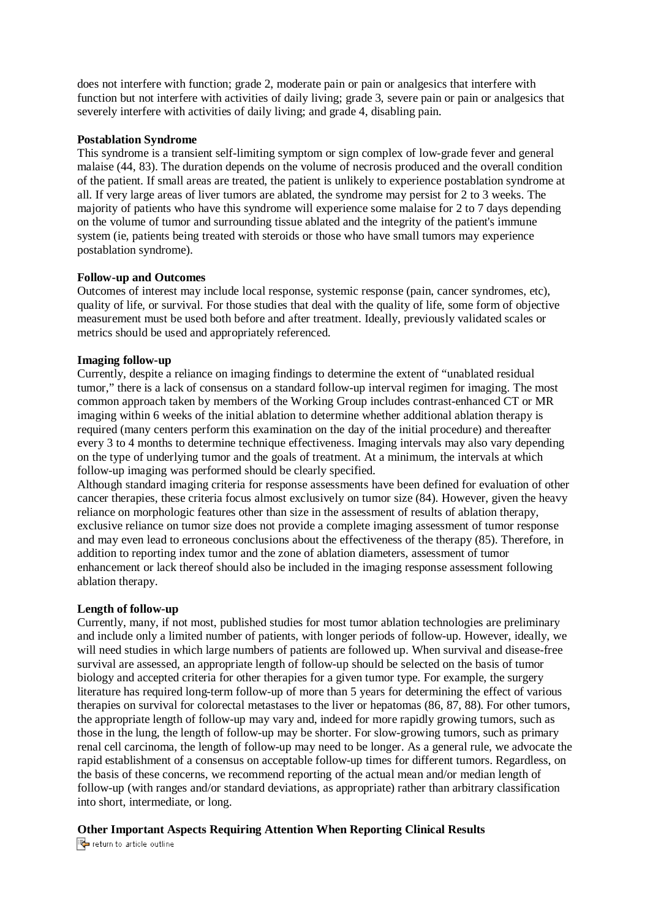does not interfere with function; grade 2, moderate pain or pain or analgesics that interfere with function but not interfere with activities of daily living; grade 3, severe pain or pain or analgesics that severely interfere with activities of daily living; and grade 4, disabling pain.

**Postablation Syndrome**

This syndrome is a transient self-limiting symptom or sign complex of low-grade fever and general malaise (44, 83). The duration depends on the volume of necrosis produced and the overall condition of the patient. If small areas are treated, the patient is unlikely to experience postablation syndrome at all. If very large areas of liver tumors are ablated, the syndrome may persist for 2 to 3 weeks. The majority of patients who have this syndrome will experience some malaise for 2 to 7 days depending on the volume of tumor and surrounding tissue ablated and the integrity of the patient's immune system (ie, patients being treated with steroids or those who have small tumors may experience postablation syndrome).

**Follow-up and Outcomes**

Outcomes of interest may include local response, systemic response (pain, cancer syndromes, etc), quality of life, or survival. For those studies that deal with the quality of life, some form of objective measurement must be used both before and after treatment. Ideally, previously validated scales or metrics should be used and appropriately referenced.

**Imaging follow-up**

Currently, despite a reliance on imaging findings to determine the extent of "unablated residual tumor," there is a lack of consensus on a standard follow-up interval regimen for imaging. The most common approach taken by members of the Working Group includes contrast-enhanced CT or MR imaging within 6 weeks of the initial ablation to determine whether additional ablation therapy is required (many centers perform this examination on the day of the initial procedure) and thereafter every 3 to 4 months to determine technique effectiveness. Imaging intervals may also vary depending on the type of underlying tumor and the goals of treatment. At a minimum, the intervals at which follow-up imaging was performed should be clearly specified.

Although standard imaging criteria for response assessments have been defined for evaluation of other cancer therapies, these criteria focus almost exclusively on tumor size (84). However, given the heavy reliance on morphologic features other than size in the assessment of results of ablation therapy, exclusive reliance on tumor size does not provide a complete imaging assessment of tumor response and may even lead to erroneous conclusions about the effectiveness of the therapy (85). Therefore, in addition to reporting index tumor and the zone of ablation diameters, assessment of tumor enhancement or lack thereof should also be included in the imaging response assessment following ablation therapy.

**Length of follow-up**

Currently, many, if not most, published studies for most tumor ablation technologies are preliminary and include only a limited number of patients, with longer periods of follow-up. However, ideally, we will need studies in which large numbers of patients are followed up. When survival and disease-free survival are assessed, an appropriate length of follow-up should be selected on the basis of tumor biology and accepted criteria for other therapies for a given tumor type. For example, the surgery literature has required long-term follow-up of more than 5 years for determining the effect of various therapies on survival for colorectal metastases to the liver or hepatomas (86, 87, 88). For other tumors, the appropriate length of follow-up may vary and, indeed for more rapidly growing tumors, such as those in the lung, the length of follow-up may be shorter. For slow-growing tumors, such as primary renal cell carcinoma, the length of follow-up may need to be longer. As a general rule, we advocate the rapid establishment of a consensus on acceptable follow-up times for different tumors. Regardless, on the basis of these concerns, we recommend reporting of the actual mean and/or median length of follow-up (with ranges and/or standard deviations, as appropriate) rather than arbitrary classification into short, intermediate, or long.

**Other Important Aspects Requiring Attention When Reporting Clinical Results**

return to article outline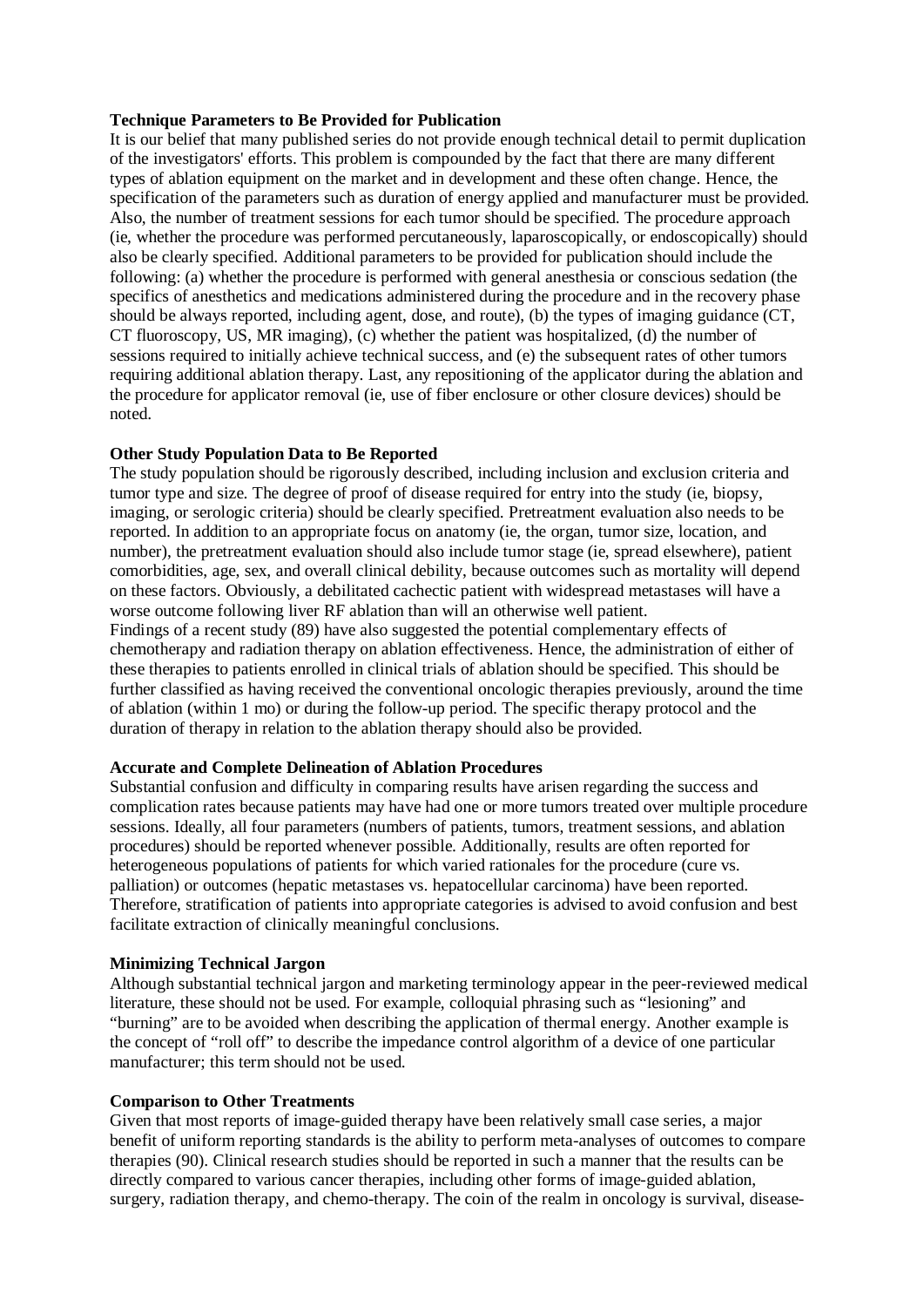**Technique Parameters to Be Provided for Publication**

It is our belief that many published series do not provide enough technical detail to permit duplication of the investigators' efforts. This problem is compounded by the fact that there are many different types of ablation equipment on the market and in development and these often change. Hence, the specification of the parameters such as duration of energy applied and manufacturer must be provided. Also, the number of treatment sessions for each tumor should be specified. The procedure approach (ie, whether the procedure was performed percutaneously, laparoscopically, or endoscopically) should also be clearly specified. Additional parameters to be provided for publication should include the following: (a) whether the procedure is performed with general anesthesia or conscious sedation (the specifics of anesthetics and medications administered during the procedure and in the recovery phase should be always reported, including agent, dose, and route), (b) the types of imaging guidance (CT, CT fluoroscopy, US, MR imaging), (c) whether the patient was hospitalized, (d) the number of sessions required to initially achieve technical success, and (e) the subsequent rates of other tumors requiring additional ablation therapy. Last, any repositioning of the applicator during the ablation and the procedure for applicator removal (ie, use of fiber enclosure or other closure devices) should be noted.

**Other Study Population Data to Be Reported**

The study population should be rigorously described, including inclusion and exclusion criteria and tumor type and size. The degree of proof of disease required for entry into the study (ie, biopsy, imaging, or serologic criteria) should be clearly specified. Pretreatment evaluation also needs to be reported. In addition to an appropriate focus on anatomy (ie, the organ, tumor size, location, and number), the pretreatment evaluation should also include tumor stage (ie, spread elsewhere), patient comorbidities, age, sex, and overall clinical debility, because outcomes such as mortality will depend on these factors. Obviously, a debilitated cachectic patient with widespread metastases will have a worse outcome following liver RF ablation than will an otherwise well patient.

Findings of a recent study (89) have also suggested the potential complementary effects of chemotherapy and radiation therapy on ablation effectiveness. Hence, the administration of either of these therapies to patients enrolled in clinical trials of ablation should be specified. This should be further classified as having received the conventional oncologic therapies previously, around the time of ablation (within 1 mo) or during the follow-up period. The specific therapy protocol and the duration of therapy in relation to the ablation therapy should also be provided.

**Accurate and Complete Delineation of Ablation Procedures**

Substantial confusion and difficulty in comparing results have arisen regarding the success and complication rates because patients may have had one or more tumors treated over multiple procedure sessions. Ideally, all four parameters (numbers of patients, tumors, treatment sessions, and ablation procedures) should be reported whenever possible. Additionally, results are often reported for heterogeneous populations of patients for which varied rationales for the procedure (cure vs. palliation) or outcomes (hepatic metastases vs. hepatocellular carcinoma) have been reported. Therefore, stratification of patients into appropriate categories is advised to avoid confusion and best facilitate extraction of clinically meaningful conclusions.

**Minimizing Technical Jargon**

Although substantial technical jargon and marketing terminology appear in the peer-reviewed medical literature, these should not be used. For example, colloquial phrasing such as “lesioning” and “burning” are to be avoided when describing the application of thermal energy. Another example is the concept of “roll off” to describe the impedance control algorithm of a device of one particular manufacturer; this term should not be used.

**Comparison to Other Treatments**

Given that most reports of image-guided therapy have been relatively small case series, a major benefit of uniform reporting standards is the ability to perform meta-analyses of outcomes to compare therapies (90). Clinical research studies should be reported in such a manner that the results can be directly compared to various cancer therapies, including other forms of image-guided ablation, surgery, radiation therapy, and chemo-therapy. The coin of the realm in oncology is survival, disease-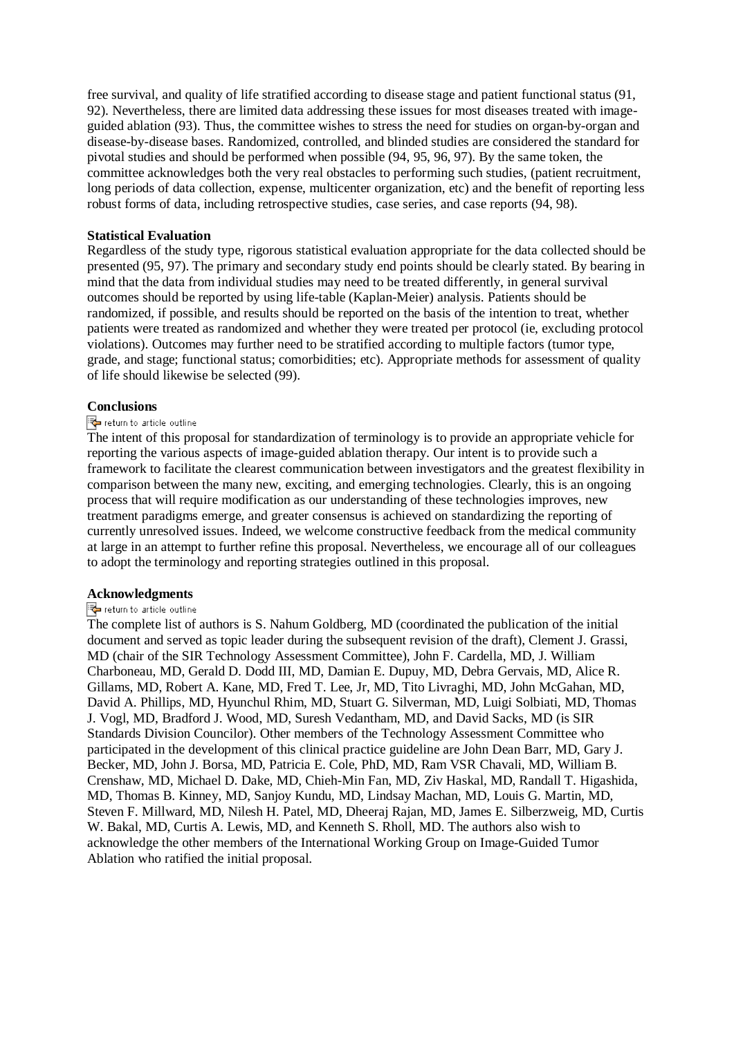free survival, and quality of life stratified according to disease stage and patient functional status (91, 92). Nevertheless, there are limited data addressing these issues for most diseases treated with image-guided ablation (93). Thus, the committee wishes to stress the need for studies on organ-by-organ and disease-by-disease bases. Randomized, controlled, and blinded studies are considered the standard for pivotal studies and should be performed when possible (94, 95, 96, 97). By the same token, the committee acknowledges both the very real obstacles to performing such studies, (patient recruitment, long periods of data collection, expense, multicenter organization, etc) and the benefit of reporting less robust forms of data, including retrospective studies, case series, and case reports (94, 98).

**Statistical Evaluation**

Regardless of the study type, rigorous statistical evaluation appropriate for the data collected should be presented (95, 97). The primary and secondary study end points should be clearly stated. By bearing in mind that the data from individual studies may need to be treated differently, in general survival outcomes should be reported by using life-table (Kaplan-Meier) analysis. Patients should be randomized, if possible, and results should be reported on the basis of the intention to treat, whether patients were treated as randomized and whether they were treated per protocol (ie, excluding protocol violations). Outcomes may further need to be stratified according to multiple factors (tumor type, grade, and stage; functional status; comorbidities; etc). Appropriate methods for assessment of quality of life should likewise be selected (99).

**Conclusions**

return to article outline

The intent of this proposal for standardization of terminology is to provide an appropriate vehicle for reporting the various aspects of image-guided ablation therapy. Our intent is to provide such a framework to facilitate the clearest communication between investigators and the greatest flexibility in comparison between the many new, exciting, and emerging technologies. Clearly, this is an ongoing process that will require modification as our understanding of these technologies improves, new treatment paradigms emerge, and greater consensus is achieved on standardizing the reporting of currently unresolved issues. Indeed, we welcome constructive feedback from the medical community at large in an attempt to further refine this proposal. Nevertheless, we encourage all of our colleagues to adopt the terminology and reporting strategies outlined in this proposal.

**Acknowledgments**

return to article outline

The complete list of authors is S. Nahum Goldberg, MD (coordinated the publication of the initial document and served as topic leader during the subsequent revision of the draft), Clement J. Grassi, MD (chair of the SIR Technology Assessment Committee), John F. Cardella, MD, J. William Charboneau, MD, Gerald D. Dodd III, MD, Damian E. Dupuy, MD, Debra Gervais, MD, Alice R. Gillams, MD, Robert A. Kane, MD, Fred T. Lee, Jr, MD, Tito Livraghi, MD, John McGahan, MD, David A. Phillips, MD, Hyunchul Rhim, MD, Stuart G. Silverman, MD, Luigi Solbiati, MD, Thomas J. Vogl, MD, Bradford J. Wood, MD, Suresh Vedantham, MD, and David Sacks, MD (is SIR Standards Division Councilor). Other members of the Technology Assessment Committee who participated in the development of this clinical practice guideline are John Dean Barr, MD, Gary J. Becker, MD, John J. Borsa, MD, Patricia E. Cole, PhD, MD, Ram VSR Chavali, MD, William B. Crenshaw, MD, Michael D. Dake, MD, Chieh-Min Fan, MD, Ziv Haskal, MD, Randall T. Higashida, MD, Thomas B. Kinney, MD, Sanjoy Kundu, MD, Lindsay Machan, MD, Louis G. Martin, MD, Steven F. Millward, MD, Nilesh H. Patel, MD, Dheeraj Rajan, MD, James E. Silberzweig, MD, Curtis W. Bakal, MD, Curtis A. Lewis, MD, and Kenneth S. Rholl, MD. The authors also wish to acknowledge the other members of the International Working Group on Image-Guided Tumor Ablation who ratified the initial proposal.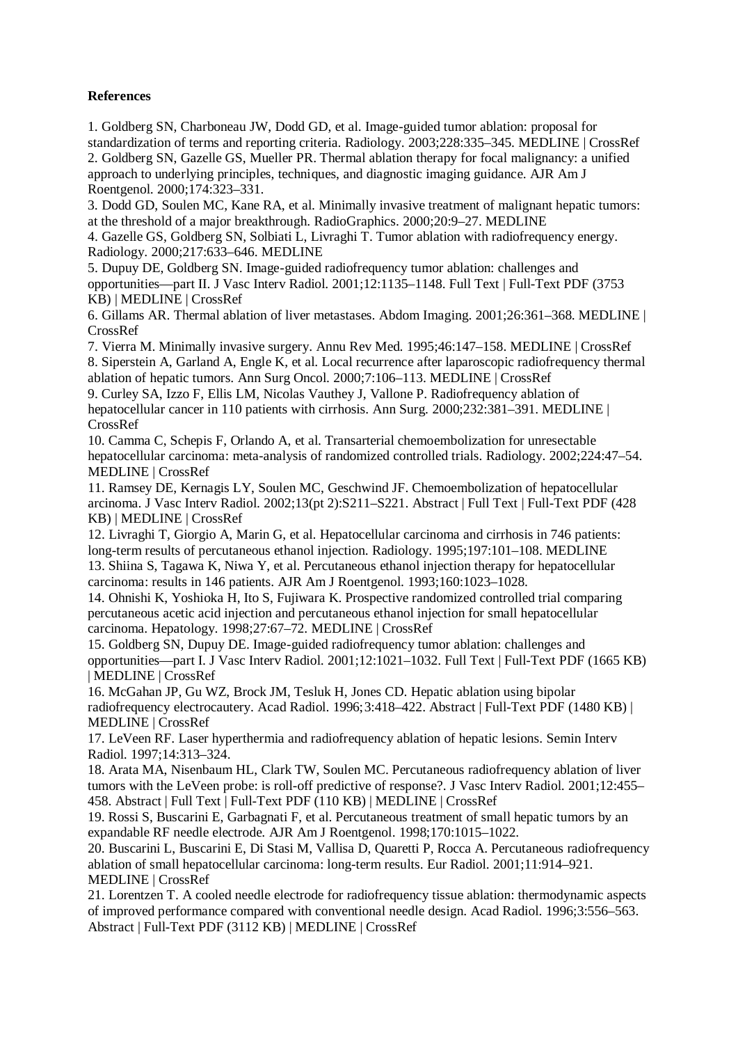**References**

1. Goldberg SN, Charboneau JW, Dodd GD, et al. Image-guided tumor ablation: proposal for standardization of terms and reporting criteria. Radiology. 2003;228:335–345. MEDLINE | CrossRef
2. Goldberg SN, Gazelle GS, Mueller PR. Thermal ablation therapy for focal malignancy: a unified approach to underlying principles, techniques, and diagnostic imaging guidance. AJR Am J Roentgenol. 2000;174:323–331.
3. Dodd GD, Soulen MC, Kane RA, et al. Minimally invasive treatment of malignant hepatic tumors: at the threshold of a major breakthrough. RadioGraphics. 2000;20:9–27. MEDLINE
4. Gazelle GS, Goldberg SN, Solbiati L, Livraghi T. Tumor ablation with radiofrequency energy. Radiology. 2000;217:633–646. MEDLINE
5. Dupuy DE, Goldberg SN. Image-guided radiofrequency tumor ablation: challenges and opportunities—part II. J Vasc Interv Radiol. 2001;12:1135–1148. Full Text | Full-Text PDF (3753 KB) | MEDLINE | CrossRef
6. Gillams AR. Thermal ablation of liver metastases. Abdom Imaging. 2001;26:361–368. MEDLINE | CrossRef
7. Vierra M. Minimally invasive surgery. Annu Rev Med. 1995;46:147–158. MEDLINE | CrossRef
8. Siperstein A, Garland A, Engle K, et al. Local recurrence after laparoscopic radiofrequency thermal ablation of hepatic tumors. Ann Surg Oncol. 2000;7:106–113. MEDLINE | CrossRef
9. Curley SA, Izzo F, Ellis LM, Nicolas Vauthey J, Vallone P. Radiofrequency ablation of hepatocellular cancer in 110 patients with cirrhosis. Ann Surg. 2000;232:381–391. MEDLINE | CrossRef
10. Camma C, Schepis F, Orlando A, et al. Transarterial chemoembolization for unresectable hepatocellular carcinoma: meta-analysis of randomized controlled trials. Radiology. 2002;224:47–54. MEDLINE | CrossRef
11. Ramsey DE, Kernagis LY, Soulen MC, Geschwind JF. Chemoembolization of hepatocellular arcinoma. J Vasc Interv Radiol. 2002;13(pt 2):S211–S221. Abstract | Full Text | Full-Text PDF (428 KB) | MEDLINE | CrossRef
12. Livraghi T, Giorgio A, Marin G, et al. Hepatocellular carcinoma and cirrhosis in 746 patients: long-term results of percutaneous ethanol injection. Radiology. 1995;197:101–108. MEDLINE
13. Shiina S, Tagawa K, Niwa Y, et al. Percutaneous ethanol injection therapy for hepatocellular carcinoma: results in 146 patients. AJR Am J Roentgenol. 1993;160:1023–1028.
14. Ohnishi K, Yoshioka H, Ito S, Fujiwara K. Prospective randomized controlled trial comparing percutaneous acetic acid injection and percutaneous ethanol injection for small hepatocellular carcinoma. Hepatology. 1998;27:67–72. MEDLINE | CrossRef
15. Goldberg SN, Dupuy DE. Image-guided radiofrequency tumor ablation: challenges and opportunities—part I. J Vasc Interv Radiol. 2001;12:1021–1032. Full Text | Full-Text PDF (1665 KB) | MEDLINE | CrossRef
16. McGahan JP, Gu WZ, Brock JM, Tesluk H, Jones CD. Hepatic ablation using bipolar radiofrequency electrocautery. Acad Radiol. 1996;3:418–422. Abstract | Full-Text PDF (1480 KB) | MEDLINE | CrossRef
17. LeVeen RF. Laser hyperthermia and radiofrequency ablation of hepatic lesions. Semin Interv Radiol. 1997;14:313–324.
18. Arata MA, Nisenbaum HL, Clark TW, Soulen MC. Percutaneous radiofrequency ablation of liver tumors with the LeVeen probe: is roll-off predictive of response?. J Vasc Interv Radiol. 2001;12:455–458. Abstract | Full Text | Full-Text PDF (110 KB) | MEDLINE | CrossRef
19. Rossi S, Buscarini E, Garbagnati F, et al. Percutaneous treatment of small hepatic tumors by an expandable RF needle electrode. AJR Am J Roentgenol. 1998;170:1015–1022.
20. Buscarini L, Buscarini E, Di Stasi M, Vallisa D, Quaretti P, Rocca A. Percutaneous radiofrequency ablation of small hepatocellular carcinoma: long-term results. Eur Radiol. 2001;11:914–921. MEDLINE | CrossRef
21. Lorentzen T. A cooled needle electrode for radiofrequency tissue ablation: thermodynamic aspects of improved performance compared with conventional needle design. Acad Radiol. 1996;3:556–563. Abstract | Full-Text PDF (3112 KB) | MEDLINE | CrossRef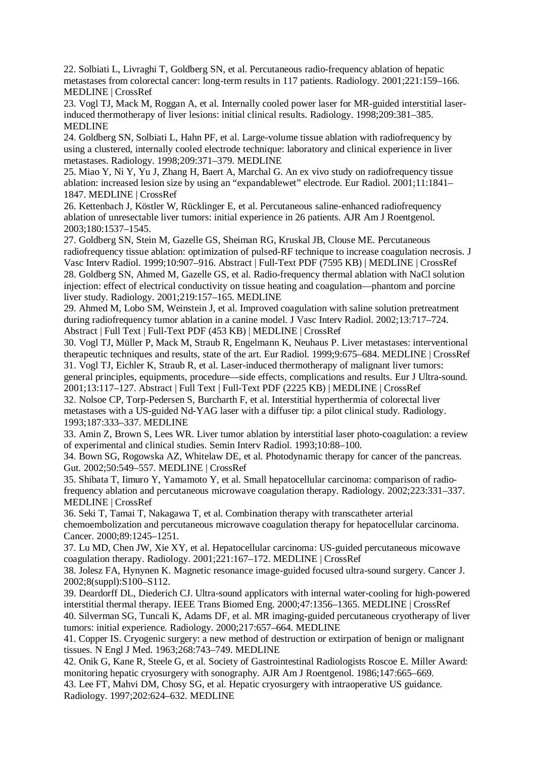22. Solbiati L, Livraghi T, Goldberg SN, et al. Percutaneous radio-frequency ablation of hepatic metastases from colorectal cancer: long-term results in 117 patients. Radiology. 2001;221:159–166. MEDLINE | CrossRef

23. Vogl TJ, Mack M, Roggan A, et al. Internally cooled power laser for MR-guided interstitial laser-induced thermotherapy of liver lesions: initial clinical results. Radiology. 1998;209:381–385. MEDLINE

24. Goldberg SN, Solbiati L, Hahn PF, et al. Large-volume tissue ablation with radiofrequency by using a clustered, internally cooled electrode technique: laboratory and clinical experience in liver metastases. Radiology. 1998;209:371–379. MEDLINE

25. Miao Y, Ni Y, Yu J, Zhang H, Baert A, Marchal G. An ex vivo study on radiofrequency tissue ablation: increased lesion size by using an "expandablewet" electrode. Eur Radiol. 2001;11:1841–1847. MEDLINE | CrossRef

26. Kettenbach J, Köstler W, Rücklinger E, et al. Percutaneous saline-enhanced radiofrequency ablation of unresectable liver tumors: initial experience in 26 patients. AJR Am J Roentgenol. 2003;180:1537–1545.

27. Goldberg SN, Stein M, Gazelle GS, Sheiman RG, Kruskal JB, Clouse ME. Percutaneous radiofrequency tissue ablation: optimization of pulsed-RF technique to increase coagulation necrosis. J Vasc Interv Radiol. 1999;10:907–916. Abstract | Full-Text PDF (7595 KB) | MEDLINE | CrossRef

28. Goldberg SN, Ahmed M, Gazelle GS, et al. Radio-frequency thermal ablation with NaCl solution injection: effect of electrical conductivity on tissue heating and coagulation—phantom and porcine liver study. Radiology. 2001;219:157–165. MEDLINE

29. Ahmed M, Lobo SM, Weinstein J, et al. Improved coagulation with saline solution pretreatment during radiofrequency tumor ablation in a canine model. J Vasc Interv Radiol. 2002;13:717–724. Abstract | Full Text | Full-Text PDF (453 KB) | MEDLINE | CrossRef

30. Vogl TJ, Müller P, Mack M, Straub R, Engelmann K, Neuhaus P. Liver metastases: interventional therapeutic techniques and results, state of the art. Eur Radiol. 1999;9:675–684. MEDLINE | CrossRef

31. Vogl TJ, Eichler K, Straub R, et al. Laser-induced thermotherapy of malignant liver tumors: general principles, equipments, procedure—side effects, complications and results. Eur J Ultra-sound. 2001;13:117–127. Abstract | Full Text | Full-Text PDF (2225 KB) | MEDLINE | CrossRef

32. Nolsoe CP, Torp-Pedersen S, Burcharth F, et al. Interstitial hyperthermia of colorectal liver metastases with a US-guided Nd-YAG laser with a diffuser tip: a pilot clinical study. Radiology. 1993;187:333–337. MEDLINE

33. Amin Z, Brown S, Lees WR. Liver tumor ablation by interstitial laser photo-coagulation: a review of experimental and clinical studies. Semin Interv Radiol. 1993;10:88–100.

34. Bown SG, Rogowska AZ, Whitelaw DE, et al. Photodynamic therapy for cancer of the pancreas. Gut. 2002;50:549–557. MEDLINE | CrossRef

35. Shibata T, Iimuro Y, Yamamoto Y, et al. Small hepatocellular carcinoma: comparison of radio-frequency ablation and percutaneous microwave coagulation therapy. Radiology. 2002;223:331–337. MEDLINE | CrossRef

36. Seki T, Tamai T, Nakagawa T, et al. Combination therapy with transcatheter arterial chemoembolization and percutaneous microwave coagulation therapy for hepatocellular carcinoma. Cancer. 2000;89:1245–1251.

37. Lu MD, Chen JW, Xie XY, et al. Hepatocellular carcinoma: US-guided percutaneous micowave coagulation therapy. Radiology. 2001;221:167–172. MEDLINE | CrossRef

38. Jolesz FA, Hynynen K. Magnetic resonance image-guided focused ultra-sound surgery. Cancer J. 2002;8(suppl):S100–S112.

39. Deardorff DL, Diederich CJ. Ultra-sound applicators with internal water-cooling for high-powered interstitial thermal therapy. IEEE Trans Biomed Eng. 2000;47:1356–1365. MEDLINE | CrossRef

40. Silverman SG, Tuncali K, Adams DF, et al. MR imaging-guided percutaneous cryotherapy of liver tumors: initial experience. Radiology. 2000;217:657–664. MEDLINE

41. Copper IS. Cryogenic surgery: a new method of destruction or extirpation of benign or malignant tissues. N Engl J Med. 1963;268:743–749. MEDLINE

42. Onik G, Kane R, Steele G, et al. Society of Gastrointestinal Radiologists Roscoe E. Miller Award: monitoring hepatic cryosurgery with sonography. AJR Am J Roentgenol. 1986;147:665–669.

43. Lee FT, Mahvi DM, Chosy SG, et al. Hepatic cryosurgery with intraoperative US guidance. Radiology. 1997;202:624–632. MEDLINE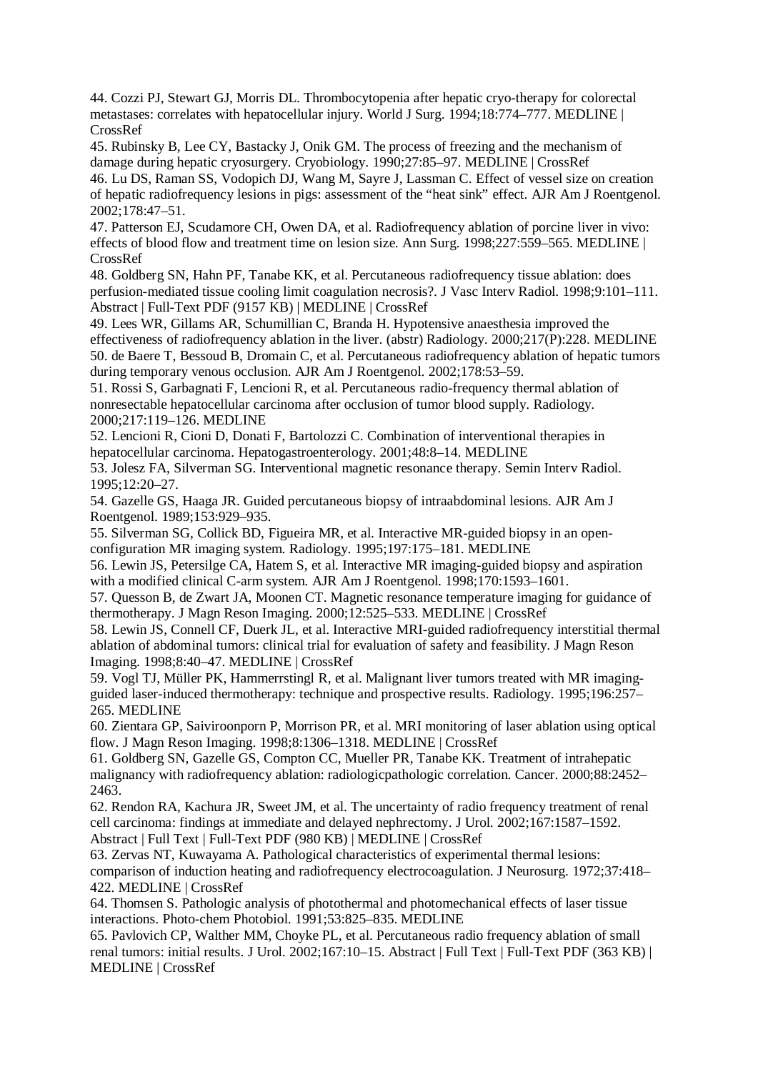44. Cozzi PJ, Stewart GJ, Morris DL. Thrombocytopenia after hepatic cryo-therapy for colorectal metastases: correlates with hepatocellular injury. World J Surg. 1994;18:774–777. MEDLINE | CrossRef

45. Rubinsky B, Lee CY, Bastacky J, Onik GM. The process of freezing and the mechanism of damage during hepatic cryosurgery. Cryobiology. 1990;27:85–97. MEDLINE | CrossRef

46. Lu DS, Raman SS, Vodopich DJ, Wang M, Sayre J, Lassman C. Effect of vessel size on creation of hepatic radiofrequency lesions in pigs: assessment of the "heat sink" effect. AJR Am J Roentgenol. 2002;178:47–51.

47. Patterson EJ, Scudamore CH, Owen DA, et al. Radiofrequency ablation of porcine liver in vivo: effects of blood flow and treatment time on lesion size. Ann Surg. 1998;227:559–565. MEDLINE | CrossRef

48. Goldberg SN, Hahn PF, Tanabe KK, et al. Percutaneous radiofrequency tissue ablation: does perfusion-mediated tissue cooling limit coagulation necrosis?. J Vasc Interv Radiol. 1998;9:101–111. Abstract | Full-Text PDF (9157 KB) | MEDLINE | CrossRef

49. Lees WR, Gillams AR, Schumillian C, Branda H. Hypotensive anaesthesia improved the effectiveness of radiofrequency ablation in the liver. (abstr) Radiology. 2000;217(P):228. MEDLINE

50. de Baere T, Bessoud B, Dromain C, et al. Percutaneous radiofrequency ablation of hepatic tumors during temporary venous occlusion. AJR Am J Roentgenol. 2002;178:53–59.

51. Rossi S, Garbagnati F, Lencioni R, et al. Percutaneous radio-frequency thermal ablation of nonresectable hepatocellular carcinoma after occlusion of tumor blood supply. Radiology. 2000;217:119–126. MEDLINE

52. Lencioni R, Cioni D, Donati F, Bartolozzi C. Combination of interventional therapies in hepatocellular carcinoma. Hepatogastroenterology. 2001;48:8–14. MEDLINE

53. Jolesz FA, Silverman SG. Interventional magnetic resonance therapy. Semin Interv Radiol. 1995;12:20–27.

54. Gazelle GS, Haaga JR. Guided percutaneous biopsy of intraabdominal lesions. AJR Am J Roentgenol. 1989;153:929–935.

55. Silverman SG, Collick BD, Figueira MR, et al. Interactive MR-guided biopsy in an open-configuration MR imaging system. Radiology. 1995;197:175–181. MEDLINE

56. Lewin JS, Petersilge CA, Hatem S, et al. Interactive MR imaging-guided biopsy and aspiration with a modified clinical C-arm system. AJR Am J Roentgenol. 1998;170:1593–1601.

57. Quesson B, de Zwart JA, Moonen CT. Magnetic resonance temperature imaging for guidance of thermotherapy. J Magn Reson Imaging. 2000;12:525–533. MEDLINE | CrossRef

58. Lewin JS, Connell CF, Duerk JL, et al. Interactive MRI-guided radiofrequency interstitial thermal ablation of abdominal tumors: clinical trial for evaluation of safety and feasibility. J Magn Reson Imaging. 1998;8:40–47. MEDLINE | CrossRef

59. Vogl TJ, Müller PK, Hammerstingl R, et al. Malignant liver tumors treated with MR imaging-guided laser-induced thermotherapy: technique and prospective results. Radiology. 1995;196:257–265. MEDLINE

60. Zientara GP, Saiviroonporn P, Morrison PR, et al. MRI monitoring of laser ablation using optical flow. J Magn Reson Imaging. 1998;8:1306–1318. MEDLINE | CrossRef

61. Goldberg SN, Gazelle GS, Compton CC, Mueller PR, Tanabe KK. Treatment of intrahepatic malignancy with radiofrequency ablation: radiologicpathologic correlation. Cancer. 2000;88:2452–2463.

62. Rendon RA, Kachura JR, Sweet JM, et al. The uncertainty of radio frequency treatment of renal cell carcinoma: findings at immediate and delayed nephrectomy. J Urol. 2002;167:1587–1592. Abstract | Full Text | Full-Text PDF (980 KB) | MEDLINE | CrossRef

63. Zervas NT, Kuwayama A. Pathological characteristics of experimental thermal lesions: comparison of induction heating and radiofrequency electrocoagulation. J Neurosurg. 1972;37:418–422. MEDLINE | CrossRef

64. Thomsen S. Pathologic analysis of photothermal and photomechanical effects of laser tissue interactions. Photo-chem Photobiol. 1991;53:825–835. MEDLINE

65. Pavlovich CP, Walther MM, Choyke PL, et al. Percutaneous radio frequency ablation of small renal tumors: initial results. J Urol. 2002;167:10–15. Abstract | Full Text | Full-Text PDF (363 KB) | MEDLINE | CrossRef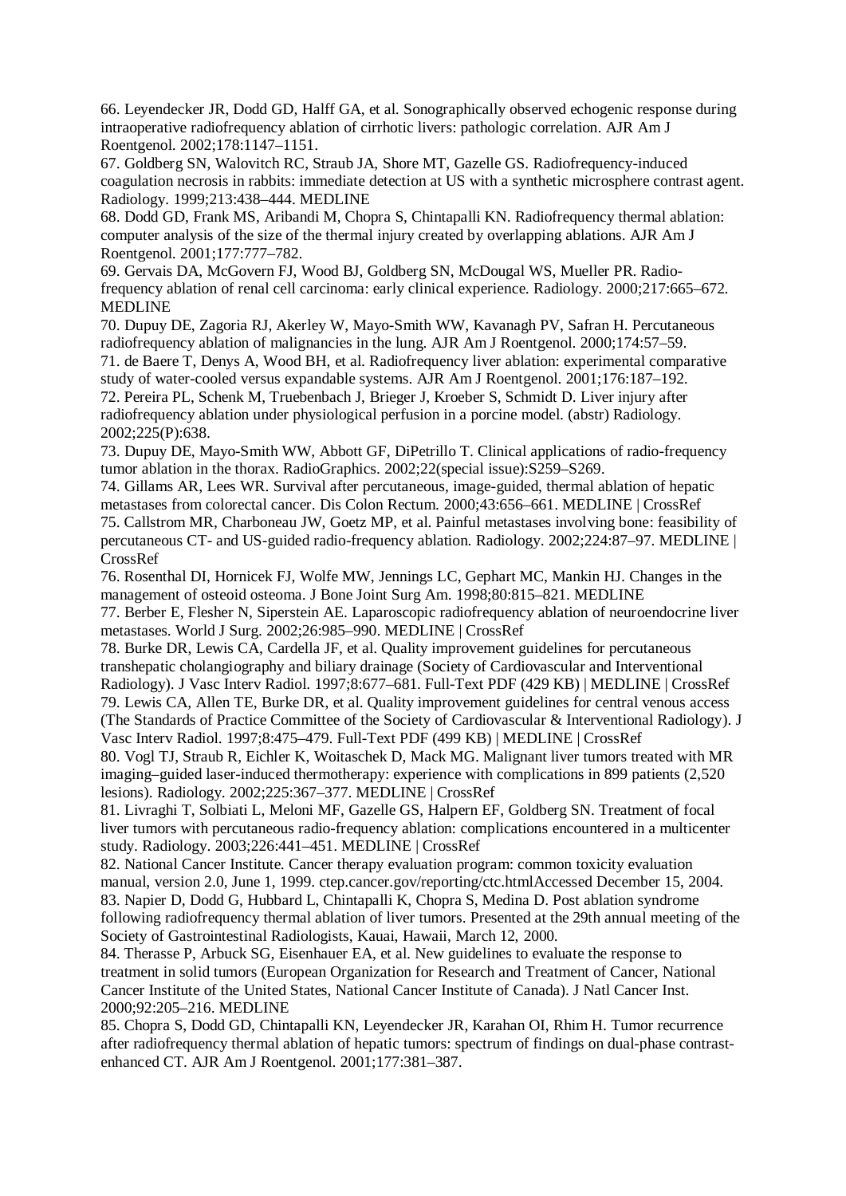66. Leyendecker JR, Dodd GD, Halff GA, et al. Sonographically observed echogenic response during intraoperative radiofrequency ablation of cirrhotic livers: pathologic correlation. AJR Am J Roentgenol. 2002;178:1147–1151.

67. Goldberg SN, Walovitch RC, Straub JA, Shore MT, Gazelle GS. Radiofrequency-induced coagulation necrosis in rabbits: immediate detection at US with a synthetic microsphere contrast agent. Radiology. 1999;213:438–444. MEDLINE

68. Dodd GD, Frank MS, Aribandi M, Chopra S, Chintapalli KN. Radiofrequency thermal ablation: computer analysis of the size of the thermal injury created by overlapping ablations. AJR Am J Roentgenol. 2001;177:777–782.

69. Gervais DA, McGovern FJ, Wood BJ, Goldberg SN, McDougal WS, Mueller PR. Radio-frequency ablation of renal cell carcinoma: early clinical experience. Radiology. 2000;217:665–672. MEDLINE

70. Dupuy DE, Zagoria RJ, Akerley W, Mayo-Smith WW, Kavanagh PV, Safran H. Percutaneous radiofrequency ablation of malignancies in the lung. AJR Am J Roentgenol. 2000;174:57–59.

71. de Baere T, Denys A, Wood BH, et al. Radiofrequency liver ablation: experimental comparative study of water-cooled versus expandable systems. AJR Am J Roentgenol. 2001;176:187–192.

72. Pereira PL, Schenk M, Truebenbach J, Brieger J, Kroeber S, Schmidt D. Liver injury after radiofrequency ablation under physiological perfusion in a porcine model. (abstr) Radiology. 2002;225(P):638.

73. Dupuy DE, Mayo-Smith WW, Abbott GF, DiPetrillo T. Clinical applications of radio-frequency tumor ablation in the thorax. RadioGraphics. 2002;22(special issue):S259–S269.

74. Gillams AR, Lees WR. Survival after percutaneous, image-guided, thermal ablation of hepatic metastases from colorectal cancer. Dis Colon Rectum. 2000;43:656–661. MEDLINE | CrossRef

75. Callstrom MR, Charboneau JW, Goetz MP, et al. Painful metastases involving bone: feasibility of percutaneous CT- and US-guided radio-frequency ablation. Radiology. 2002;224:87–97. MEDLINE | CrossRef

76. Rosenthal DI, Hornicek FJ, Wolfe MW, Jennings LC, Gephart MC, Mankin HJ. Changes in the management of osteoid osteoma. J Bone Joint Surg Am. 1998;80:815–821. MEDLINE

77. Berber E, Flesher N, Siperstein AE. Laparoscopic radiofrequency ablation of neuroendocrine liver metastases. World J Surg. 2002;26:985–990. MEDLINE | CrossRef

78. Burke DR, Lewis CA, Cardella JF, et al. Quality improvement guidelines for percutaneous transhepatic cholangiography and biliary drainage (Society of Cardiovascular and Interventional Radiology). J Vasc Interv Radiol. 1997;8:677–681. Full-Text PDF (429 KB) | MEDLINE | CrossRef

79. Lewis CA, Allen TE, Burke DR, et al. Quality improvement guidelines for central venous access (The Standards of Practice Committee of the Society of Cardiovascular & Interventional Radiology). J Vasc Interv Radiol. 1997;8:475–479. Full-Text PDF (499 KB) | MEDLINE | CrossRef

80. Vogl TJ, Straub R, Eichler K, Woitaschek D, Mack MG. Malignant liver tumors treated with MR imaging–guided laser-induced thermotherapy: experience with complications in 899 patients (2,520 lesions). Radiology. 2002;225:367–377. MEDLINE | CrossRef

81. Livraghi T, Solbiati L, Meloni MF, Gazelle GS, Halpern EF, Goldberg SN. Treatment of focal liver tumors with percutaneous radio-frequency ablation: complications encountered in a multicenter study. Radiology. 2003;226:441–451. MEDLINE | CrossRef

82. National Cancer Institute. Cancer therapy evaluation program: common toxicity evaluation manual, version 2.0, June 1, 1999. ctep.cancer.gov/reporting/ctc.htmlAccessed December 15, 2004.

83. Napier D, Dodd G, Hubbard L, Chintapalli K, Chopra S, Medina D. Post ablation syndrome following radiofrequency thermal ablation of liver tumors. Presented at the 29th annual meeting of the Society of Gastrointestinal Radiologists, Kauai, Hawaii, March 12, 2000.

84. Therasse P, Arbuck SG, Eisenhauer EA, et al. New guidelines to evaluate the response to treatment in solid tumors (European Organization for Research and Treatment of Cancer, National Cancer Institute of the United States, National Cancer Institute of Canada). J Natl Cancer Inst. 2000;92:205–216. MEDLINE

85. Chopra S, Dodd GD, Chintapalli KN, Leyendecker JR, Karahan OI, Rhim H. Tumor recurrence after radiofrequency thermal ablation of hepatic tumors: spectrum of findings on dual-phase contrast-enhanced CT. AJR Am J Roentgenol. 2001;177:381–387.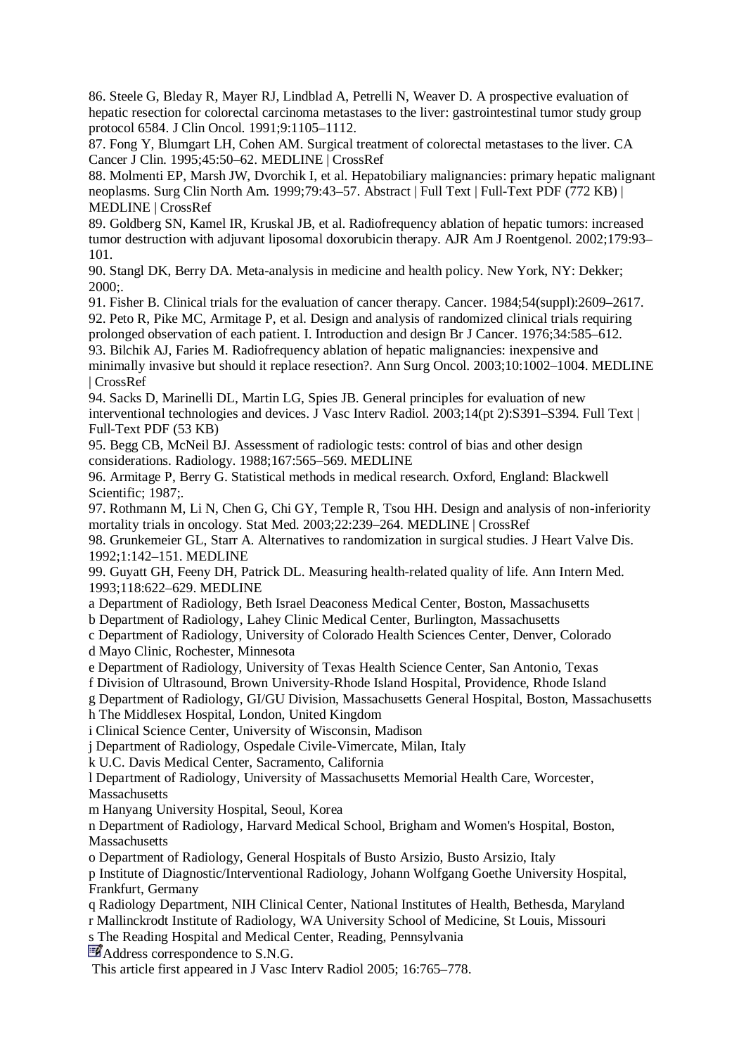86. Steele G, Bleday R, Mayer RJ, Lindblad A, Petrelli N, Weaver D. A prospective evaluation of hepatic resection for colorectal carcinoma metastases to the liver: gastrointestinal tumor study group protocol 6584. J Clin Oncol. 1991;9:1105–1112.

87. Fong Y, Blumgart LH, Cohen AM. Surgical treatment of colorectal metastases to the liver. CA Cancer J Clin. 1995;45:50–62. MEDLINE | CrossRef

88. Molmenti EP, Marsh JW, Dvorchik I, et al. Hepatobiliary malignancies: primary hepatic malignant neoplasms. Surg Clin North Am. 1999;79:43–57. Abstract | Full Text | Full-Text PDF (772 KB) | MEDLINE | CrossRef

89. Goldberg SN, Kamel IR, Kruskal JB, et al. Radiofrequency ablation of hepatic tumors: increased tumor destruction with adjuvant liposomal doxorubicin therapy. AJR Am J Roentgenol. 2002;179:93–101.

90. Stangl DK, Berry DA. Meta-analysis in medicine and health policy. New York, NY: Dekker; 2000;.

91. Fisher B. Clinical trials for the evaluation of cancer therapy. Cancer. 1984;54(suppl):2609–2617.

92. Peto R, Pike MC, Armitage P, et al. Design and analysis of randomized clinical trials requiring prolonged observation of each patient. I. Introduction and design Br J Cancer. 1976;34:585–612.

93. Bilchik AJ, Faries M. Radiofrequency ablation of hepatic malignancies: inexpensive and minimally invasive but should it replace resection?. Ann Surg Oncol. 2003;10:1002–1004. MEDLINE | CrossRef

94. Sacks D, Marinelli DL, Martin LG, Spies JB. General principles for evaluation of new interventional technologies and devices. J Vasc Interv Radiol. 2003;14(pt 2):S391–S394. Full Text | Full-Text PDF (53 KB)

95. Begg CB, McNeil BJ. Assessment of radiologic tests: control of bias and other design considerations. Radiology. 1988;167:565–569. MEDLINE

96. Armitage P, Berry G. Statistical methods in medical research. Oxford, England: Blackwell Scientific; 1987;.

97. Rothmann M, Li N, Chen G, Chi GY, Temple R, Tsou HH. Design and analysis of non-inferiority mortality trials in oncology. Stat Med. 2003;22:239–264. MEDLINE | CrossRef

98. Grunkemeier GL, Starr A. Alternatives to randomization in surgical studies. J Heart Valve Dis. 1992;1:142–151. MEDLINE

99. Guyatt GH, Feeny DH, Patrick DL. Measuring health-related quality of life. Ann Intern Med. 1993;118:622–629. MEDLINE

a Department of Radiology, Beth Israel Deaconess Medical Center, Boston, Massachusetts

b Department of Radiology, Lahey Clinic Medical Center, Burlington, Massachusetts

c Department of Radiology, University of Colorado Health Sciences Center, Denver, Colorado

d Mayo Clinic, Rochester, Minnesota

e Department of Radiology, University of Texas Health Science Center, San Antonio, Texas

f Division of Ultrasound, Brown University-Rhode Island Hospital, Providence, Rhode Island

g Department of Radiology, GI/GU Division, Massachusetts General Hospital, Boston, Massachusetts

h The Middlesex Hospital, London, United Kingdom

i Clinical Science Center, University of Wisconsin, Madison

j Department of Radiology, Ospedale Civile-Vimercate, Milan, Italy

k U.C. Davis Medical Center, Sacramento, California

l Department of Radiology, University of Massachusetts Memorial Health Care, Worcester, Massachusetts

m Hanyang University Hospital, Seoul, Korea

n Department of Radiology, Harvard Medical School, Brigham and Women's Hospital, Boston, Massachusetts

o Department of Radiology, General Hospitals of Busto Arsizio, Busto Arsizio, Italy

p Institute of Diagnostic/Interventional Radiology, Johann Wolfgang Goethe University Hospital, Frankfurt, Germany

q Radiology Department, NIH Clinical Center, National Institutes of Health, Bethesda, Maryland

r Mallinckrodt Institute of Radiology, WA University School of Medicine, St Louis, Missouri

s The Reading Hospital and Medical Center, Reading, Pennsylvania

Address correspondence to S.N.G.

This article first appeared in J Vasc Interv Radiol 2005; 16:765–778.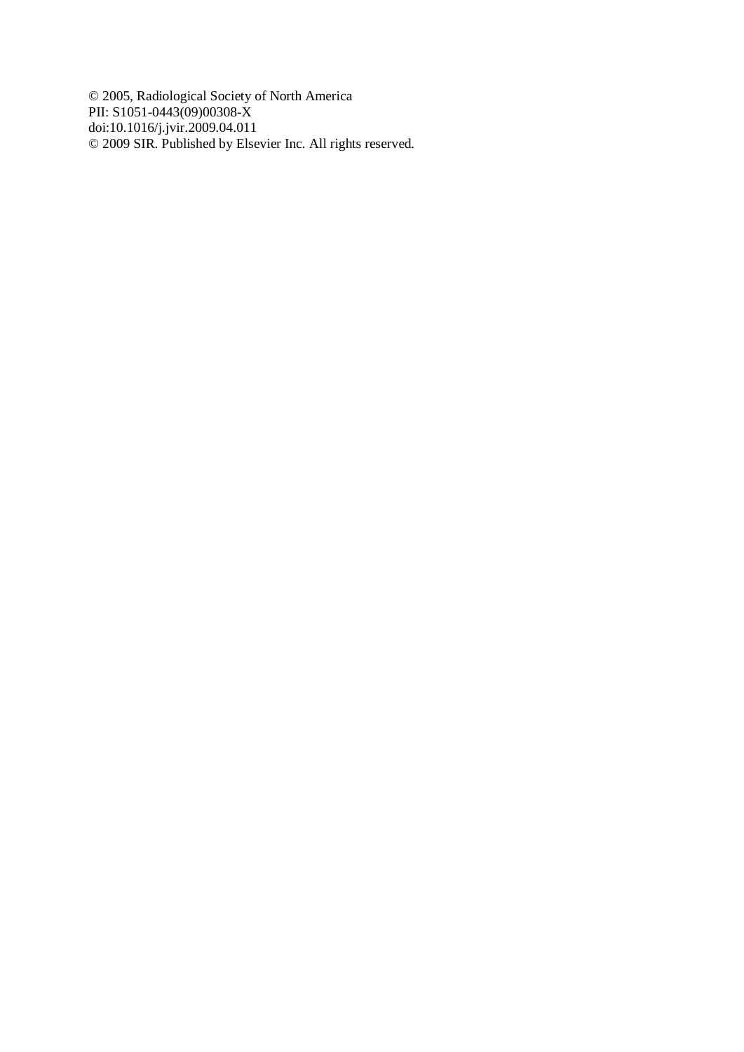© 2005, Radiological Society of North America
PII: S1051-0443(09)00308-X
doi:10.1016/j.jvir.2009.04.011
© 2009 SIR. Published by Elsevier Inc. All rights reserved.